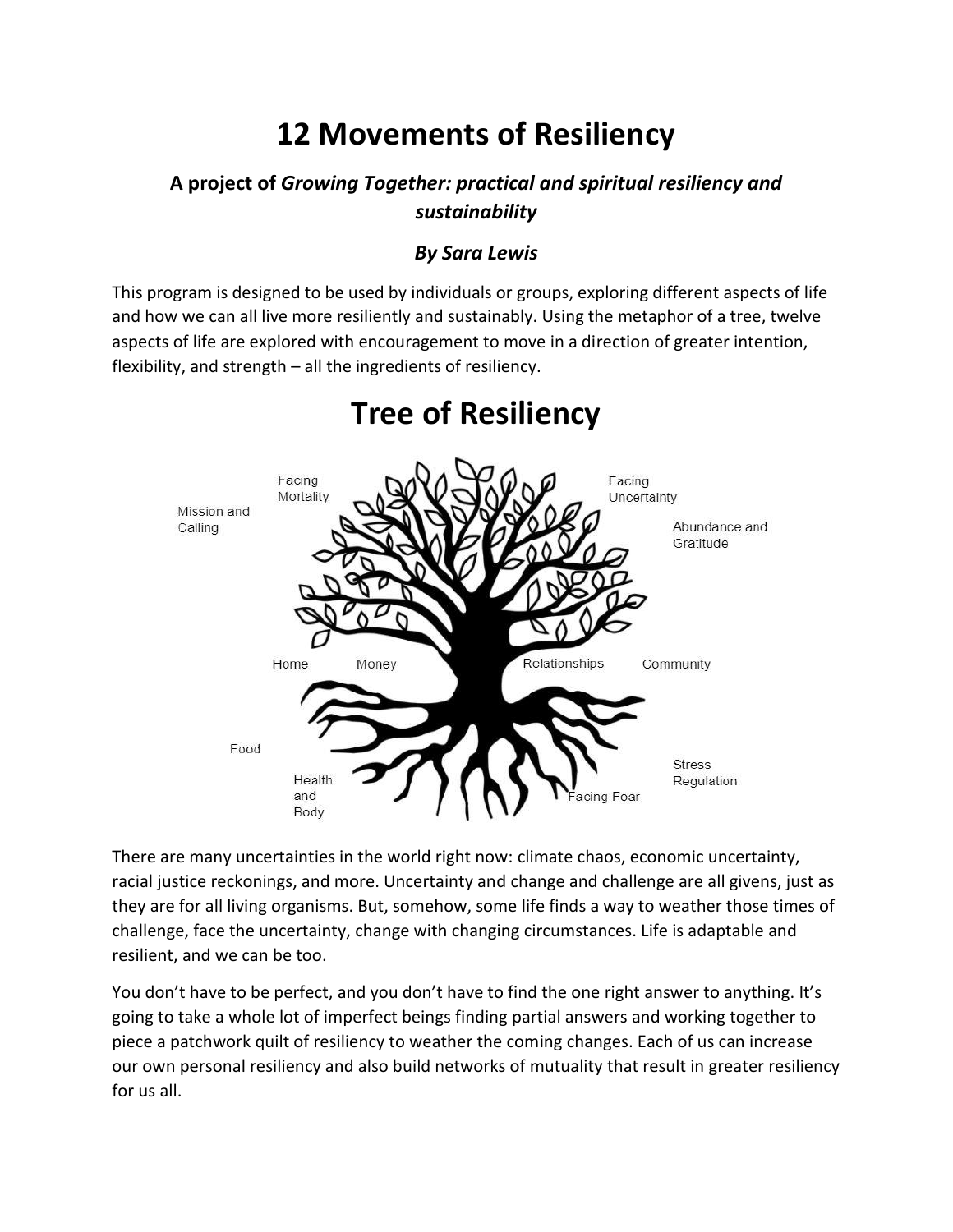# 12 Movements of Resiliency

### A project of *Growing Together: practical and spiritual resiliency and sustainability*

### *By Sara Lewis*

This program is designed to be used by individuals or groups, exploring different aspects of life and how we can all live more resiliently and sustainably. Using the metaphor of a tree, twelve aspects of life are explored with encouragement to move in a direction of greater intention, flexibility, and strength – all the ingredients of resiliency.

# Tree of Resiliency

Mission and Calling
Facing Mortality
Facing Uncertainty
Abundance and Gratitude
Home
Money
Relationships
Community
Food
Health and Body
Facing Fear
Stress Regulation

There are many uncertainties in the world right now: climate chaos, economic uncertainty, racial justice reckonings, and more. Uncertainty and change and challenge are all givens, just as they are for all living organisms. But, somehow, some life finds a way to weather those times of challenge, face the uncertainty, change with changing circumstances. Life is adaptable and resilient, and we can be too.

You don't have to be perfect, and you don't have to find the one right answer to anything. It's going to take a whole lot of imperfect beings finding partial answers and working together to piece a patchwork quilt of resiliency to weather the coming changes. Each of us can increase our own personal resiliency and also build networks of mutuality that result in greater resiliency for us all.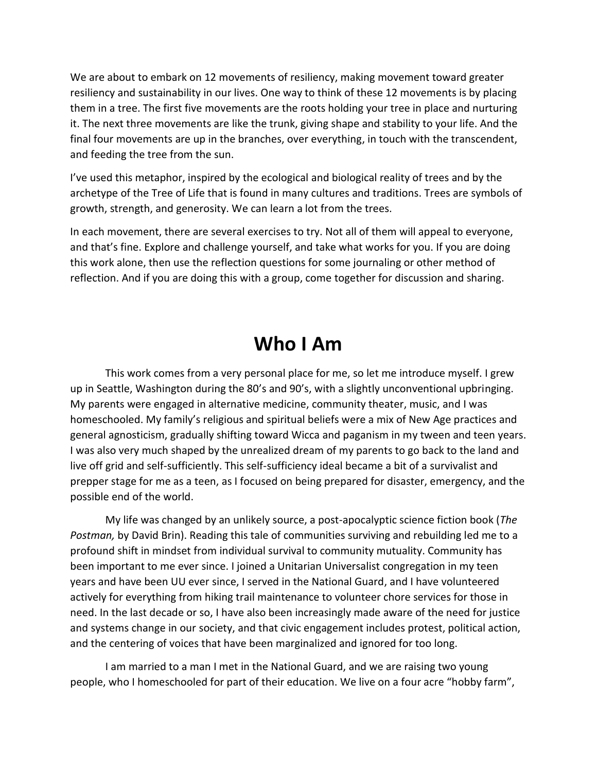We are about to embark on 12 movements of resiliency, making movement toward greater resiliency and sustainability in our lives. One way to think of these 12 movements is by placing them in a tree. The first five movements are the roots holding your tree in place and nurturing it. The next three movements are like the trunk, giving shape and stability to your life. And the final four movements are up in the branches, over everything, in touch with the transcendent, and feeding the tree from the sun.

I've used this metaphor, inspired by the ecological and biological reality of trees and by the archetype of the Tree of Life that is found in many cultures and traditions. Trees are symbols of growth, strength, and generosity. We can learn a lot from the trees.

In each movement, there are several exercises to try. Not all of them will appeal to everyone, and that's fine. Explore and challenge yourself, and take what works for you. If you are doing this work alone, then use the reflection questions for some journaling or other method of reflection. And if you are doing this with a group, come together for discussion and sharing.

# Who I Am

This work comes from a very personal place for me, so let me introduce myself. I grew up in Seattle, Washington during the 80's and 90's, with a slightly unconventional upbringing. My parents were engaged in alternative medicine, community theater, music, and I was homeschooled. My family's religious and spiritual beliefs were a mix of New Age practices and general agnosticism, gradually shifting toward Wicca and paganism in my tween and teen years. I was also very much shaped by the unrealized dream of my parents to go back to the land and live off grid and self-sufficiently. This self-sufficiency ideal became a bit of a survivalist and prepper stage for me as a teen, as I focused on being prepared for disaster, emergency, and the possible end of the world.

My life was changed by an unlikely source, a post-apocalyptic science fiction book (*The Postman,* by David Brin). Reading this tale of communities surviving and rebuilding led me to a profound shift in mindset from individual survival to community mutuality. Community has been important to me ever since. I joined a Unitarian Universalist congregation in my teen years and have been UU ever since, I served in the National Guard, and I have volunteered actively for everything from hiking trail maintenance to volunteer chore services for those in need. In the last decade or so, I have also been increasingly made aware of the need for justice and systems change in our society, and that civic engagement includes protest, political action, and the centering of voices that have been marginalized and ignored for too long.

I am married to a man I met in the National Guard, and we are raising two young people, who I homeschooled for part of their education. We live on a four acre "hobby farm",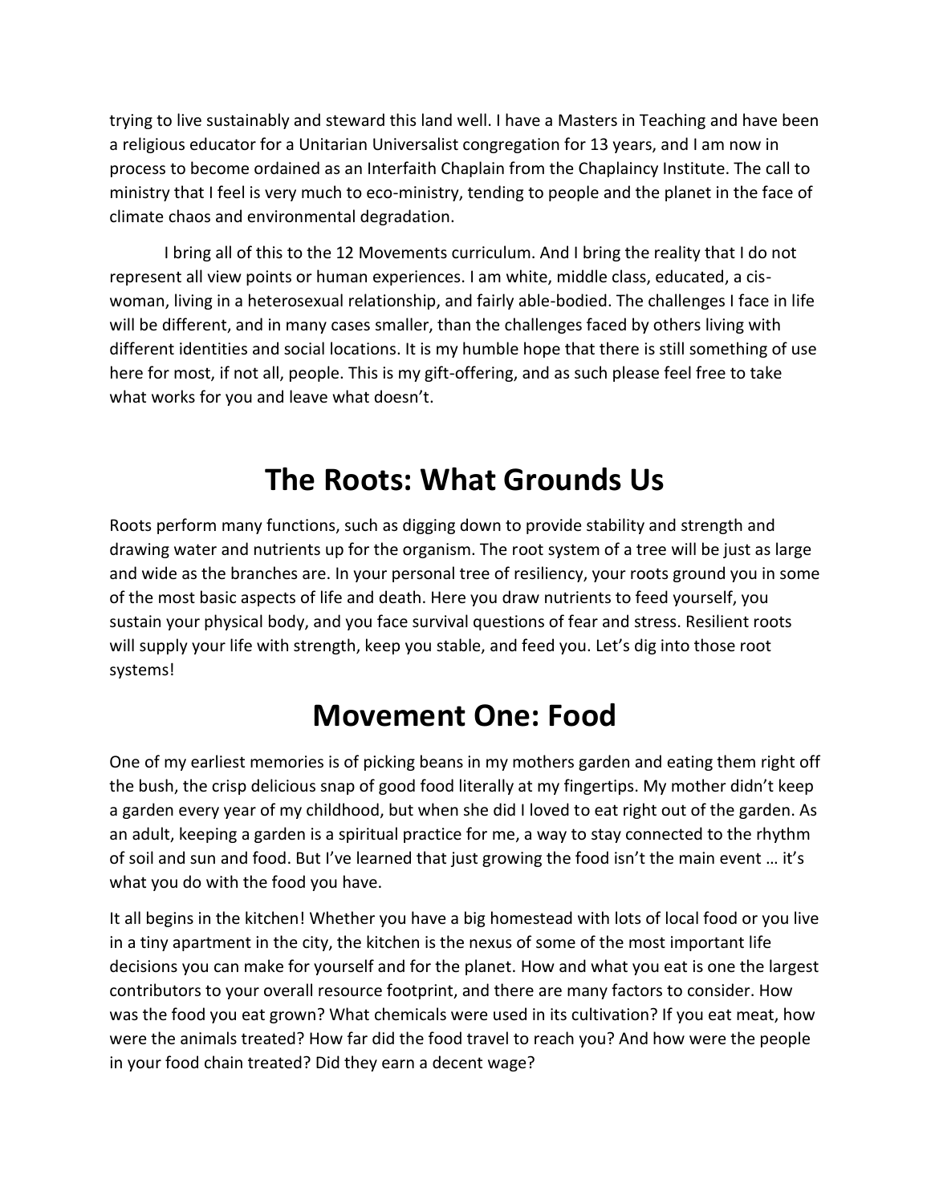trying to live sustainably and steward this land well. I have a Masters in Teaching and have been a religious educator for a Unitarian Universalist congregation for 13 years, and I am now in process to become ordained as an Interfaith Chaplain from the Chaplaincy Institute. The call to ministry that I feel is very much to eco-ministry, tending to people and the planet in the face of climate chaos and environmental degradation.

I bring all of this to the 12 Movements curriculum. And I bring the reality that I do not represent all view points or human experiences. I am white, middle class, educated, a cis-woman, living in a heterosexual relationship, and fairly able-bodied. The challenges I face in life will be different, and in many cases smaller, than the challenges faced by others living with different identities and social locations. It is my humble hope that there is still something of use here for most, if not all, people. This is my gift-offering, and as such please feel free to take what works for you and leave what doesn't.

# The Roots: What Grounds Us

Roots perform many functions, such as digging down to provide stability and strength and drawing water and nutrients up for the organism. The root system of a tree will be just as large and wide as the branches are. In your personal tree of resiliency, your roots ground you in some of the most basic aspects of life and death. Here you draw nutrients to feed yourself, you sustain your physical body, and you face survival questions of fear and stress. Resilient roots will supply your life with strength, keep you stable, and feed you. Let's dig into those root systems!

# Movement One: Food

One of my earliest memories is of picking beans in my mothers garden and eating them right off the bush, the crisp delicious snap of good food literally at my fingertips. My mother didn't keep a garden every year of my childhood, but when she did I loved to eat right out of the garden. As an adult, keeping a garden is a spiritual practice for me, a way to stay connected to the rhythm of soil and sun and food. But I've learned that just growing the food isn't the main event … it's what you do with the food you have.

It all begins in the kitchen! Whether you have a big homestead with lots of local food or you live in a tiny apartment in the city, the kitchen is the nexus of some of the most important life decisions you can make for yourself and for the planet. How and what you eat is one the largest contributors to your overall resource footprint, and there are many factors to consider. How was the food you eat grown? What chemicals were used in its cultivation? If you eat meat, how were the animals treated? How far did the food travel to reach you? And how were the people in your food chain treated? Did they earn a decent wage?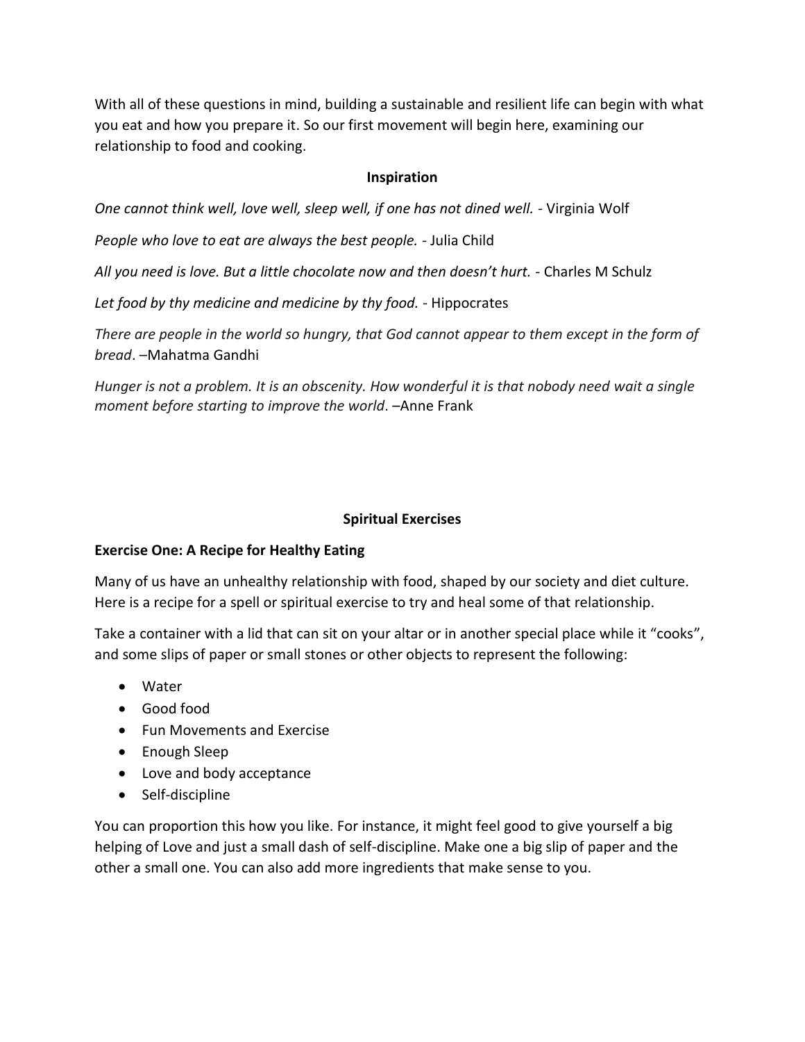With all of these questions in mind, building a sustainable and resilient life can begin with what you eat and how you prepare it. So our first movement will begin here, examining our relationship to food and cooking.

**Inspiration**

*One cannot think well, love well, sleep well, if one has not dined well.* - Virginia Wolf

*People who love to eat are always the best people.* - Julia Child

*All you need is love. But a little chocolate now and then doesn't hurt.* - Charles M Schulz

*Let food by thy medicine and medicine by thy food.* - Hippocrates

*There are people in the world so hungry, that God cannot appear to them except in the form of bread*. –Mahatma Gandhi

*Hunger is not a problem. It is an obscenity. How wonderful it is that nobody need wait a single moment before starting to improve the world*. –Anne Frank

**Spiritual Exercises**

**Exercise One: A Recipe for Healthy Eating**

Many of us have an unhealthy relationship with food, shaped by our society and diet culture. Here is a recipe for a spell or spiritual exercise to try and heal some of that relationship.

Take a container with a lid that can sit on your altar or in another special place while it "cooks", and some slips of paper or small stones or other objects to represent the following:

- Water
- Good food
- Fun Movements and Exercise
- Enough Sleep
- Love and body acceptance
- Self-discipline

You can proportion this how you like. For instance, it might feel good to give yourself a big helping of Love and just a small dash of self-discipline. Make one a big slip of paper and the other a small one. You can also add more ingredients that make sense to you.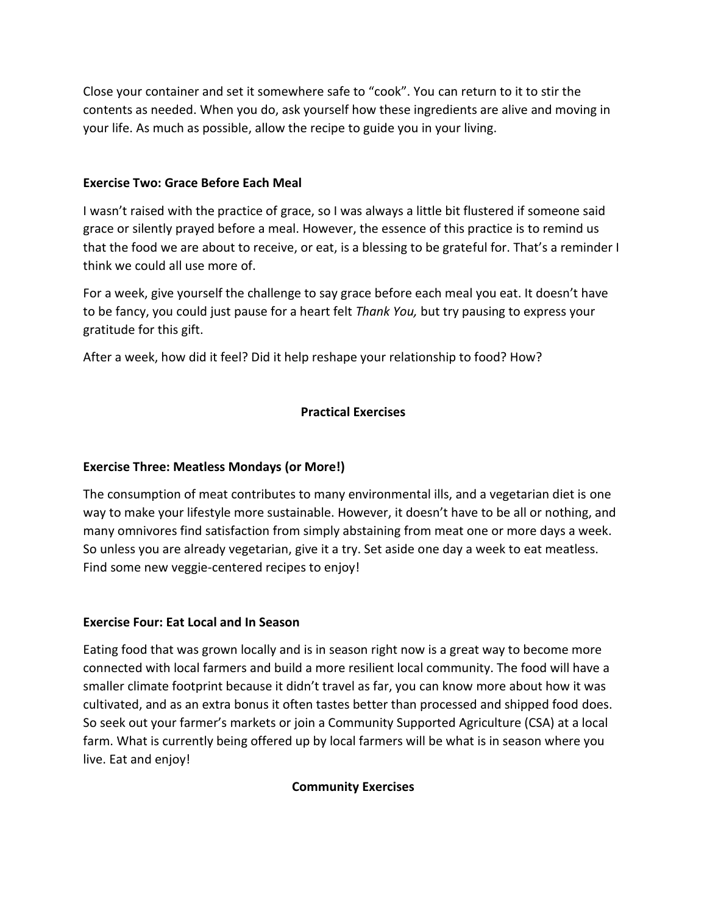Close your container and set it somewhere safe to "cook". You can return to it to stir the contents as needed. When you do, ask yourself how these ingredients are alive and moving in your life. As much as possible, allow the recipe to guide you in your living.

### Exercise Two: Grace Before Each Meal

I wasn't raised with the practice of grace, so I was always a little bit flustered if someone said grace or silently prayed before a meal. However, the essence of this practice is to remind us that the food we are about to receive, or eat, is a blessing to be grateful for. That's a reminder I think we could all use more of.

For a week, give yourself the challenge to say grace before each meal you eat. It doesn't have to be fancy, you could just pause for a heart felt *Thank You,* but try pausing to express your gratitude for this gift.

After a week, how did it feel? Did it help reshape your relationship to food? How?

## Practical Exercises

### Exercise Three: Meatless Mondays (or More!)

The consumption of meat contributes to many environmental ills, and a vegetarian diet is one way to make your lifestyle more sustainable. However, it doesn't have to be all or nothing, and many omnivores find satisfaction from simply abstaining from meat one or more days a week. So unless you are already vegetarian, give it a try. Set aside one day a week to eat meatless. Find some new veggie-centered recipes to enjoy!

### Exercise Four: Eat Local and In Season

Eating food that was grown locally and is in season right now is a great way to become more connected with local farmers and build a more resilient local community. The food will have a smaller climate footprint because it didn't travel as far, you can know more about how it was cultivated, and as an extra bonus it often tastes better than processed and shipped food does. So seek out your farmer's markets or join a Community Supported Agriculture (CSA) at a local farm. What is currently being offered up by local farmers will be what is in season where you live. Eat and enjoy!

## Community Exercises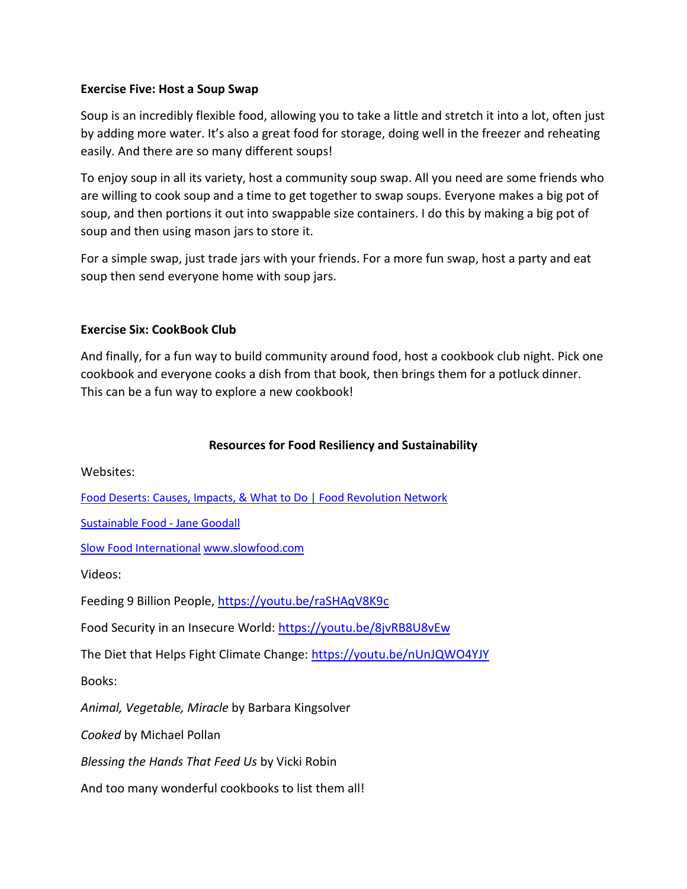**Exercise Five: Host a Soup Swap**

Soup is an incredibly flexible food, allowing you to take a little and stretch it into a lot, often just by adding more water. It's also a great food for storage, doing well in the freezer and reheating easily. And there are so many different soups!

To enjoy soup in all its variety, host a community soup swap. All you need are some friends who are willing to cook soup and a time to get together to swap soups. Everyone makes a big pot of soup, and then portions it out into swappable size containers. I do this by making a big pot of soup and then using mason jars to store it.

For a simple swap, just trade jars with your friends. For a more fun swap, host a party and eat soup then send everyone home with soup jars.

**Exercise Six: CookBook Club**

And finally, for a fun way to build community around food, host a cookbook club night. Pick one cookbook and everyone cooks a dish from that book, then brings them for a potluck dinner. This can be a fun way to explore a new cookbook!

**Resources for Food Resiliency and Sustainability**

Websites:

Food Deserts: Causes, Impacts, & What to Do | Food Revolution Network

Sustainable Food - Jane Goodall

Slow Food International www.slowfood.com

Videos:

Feeding 9 Billion People, https://youtu.be/raSHAqV8K9c

Food Security in an Insecure World: https://youtu.be/8jvRB8U8vEw

The Diet that Helps Fight Climate Change: https://youtu.be/nUnJQWO4YJY

Books:

*Animal, Vegetable, Miracle* by Barbara Kingsolver

*Cooked* by Michael Pollan

*Blessing the Hands That Feed Us* by Vicki Robin

And too many wonderful cookbooks to list them all!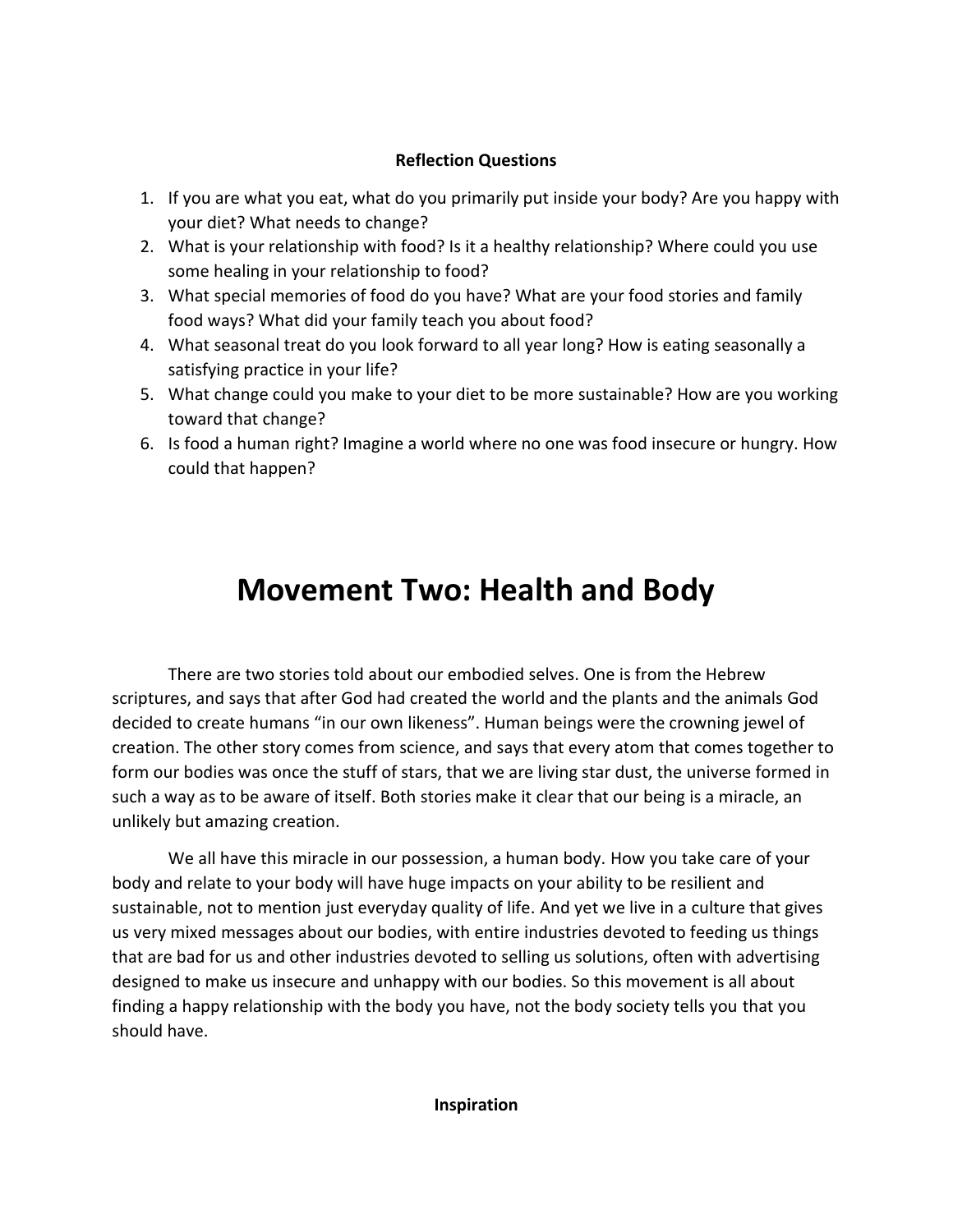**Reflection Questions**

1. If you are what you eat, what do you primarily put inside your body? Are you happy with your diet? What needs to change?
2. What is your relationship with food? Is it a healthy relationship? Where could you use some healing in your relationship to food?
3. What special memories of food do you have? What are your food stories and family food ways? What did your family teach you about food?
4. What seasonal treat do you look forward to all year long? How is eating seasonally a satisfying practice in your life?
5. What change could you make to your diet to be more sustainable? How are you working toward that change?
6. Is food a human right? Imagine a world where no one was food insecure or hungry. How could that happen?

# Movement Two: Health and Body

There are two stories told about our embodied selves. One is from the Hebrew scriptures, and says that after God had created the world and the plants and the animals God decided to create humans "in our own likeness". Human beings were the crowning jewel of creation. The other story comes from science, and says that every atom that comes together to form our bodies was once the stuff of stars, that we are living star dust, the universe formed in such a way as to be aware of itself. Both stories make it clear that our being is a miracle, an unlikely but amazing creation.

We all have this miracle in our possession, a human body. How you take care of your body and relate to your body will have huge impacts on your ability to be resilient and sustainable, not to mention just everyday quality of life. And yet we live in a culture that gives us very mixed messages about our bodies, with entire industries devoted to feeding us things that are bad for us and other industries devoted to selling us solutions, often with advertising designed to make us insecure and unhappy with our bodies. So this movement is all about finding a happy relationship with the body you have, not the body society tells you that you should have.

**Inspiration**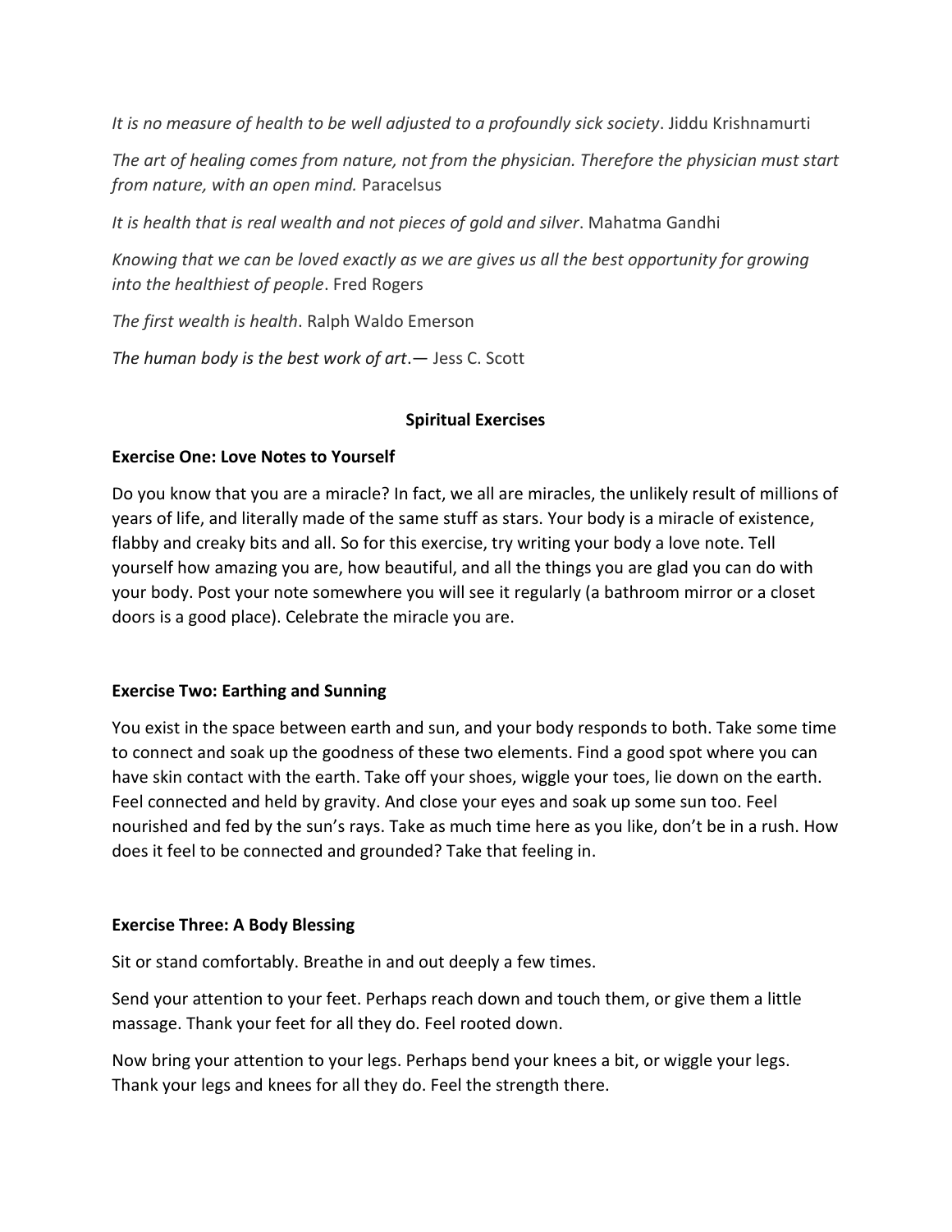*It is no measure of health to be well adjusted to a profoundly sick society*. Jiddu Krishnamurti

*The art of healing comes from nature, not from the physician. Therefore the physician must start from nature, with an open mind.* Paracelsus

*It is health that is real wealth and not pieces of gold and silver*. Mahatma Gandhi

*Knowing that we can be loved exactly as we are gives us all the best opportunity for growing into the healthiest of people*. Fred Rogers

*The first wealth is health*. Ralph Waldo Emerson

*The human body is the best work of art*.— Jess C. Scott

## Spiritual Exercises

### Exercise One: Love Notes to Yourself

Do you know that you are a miracle? In fact, we all are miracles, the unlikely result of millions of years of life, and literally made of the same stuff as stars. Your body is a miracle of existence, flabby and creaky bits and all. So for this exercise, try writing your body a love note. Tell yourself how amazing you are, how beautiful, and all the things you are glad you can do with your body. Post your note somewhere you will see it regularly (a bathroom mirror or a closet doors is a good place). Celebrate the miracle you are.

### Exercise Two: Earthing and Sunning

You exist in the space between earth and sun, and your body responds to both. Take some time to connect and soak up the goodness of these two elements. Find a good spot where you can have skin contact with the earth. Take off your shoes, wiggle your toes, lie down on the earth. Feel connected and held by gravity. And close your eyes and soak up some sun too. Feel nourished and fed by the sun's rays. Take as much time here as you like, don't be in a rush. How does it feel to be connected and grounded? Take that feeling in.

### Exercise Three: A Body Blessing

Sit or stand comfortably. Breathe in and out deeply a few times.

Send your attention to your feet. Perhaps reach down and touch them, or give them a little massage. Thank your feet for all they do. Feel rooted down.

Now bring your attention to your legs. Perhaps bend your knees a bit, or wiggle your legs. Thank your legs and knees for all they do. Feel the strength there.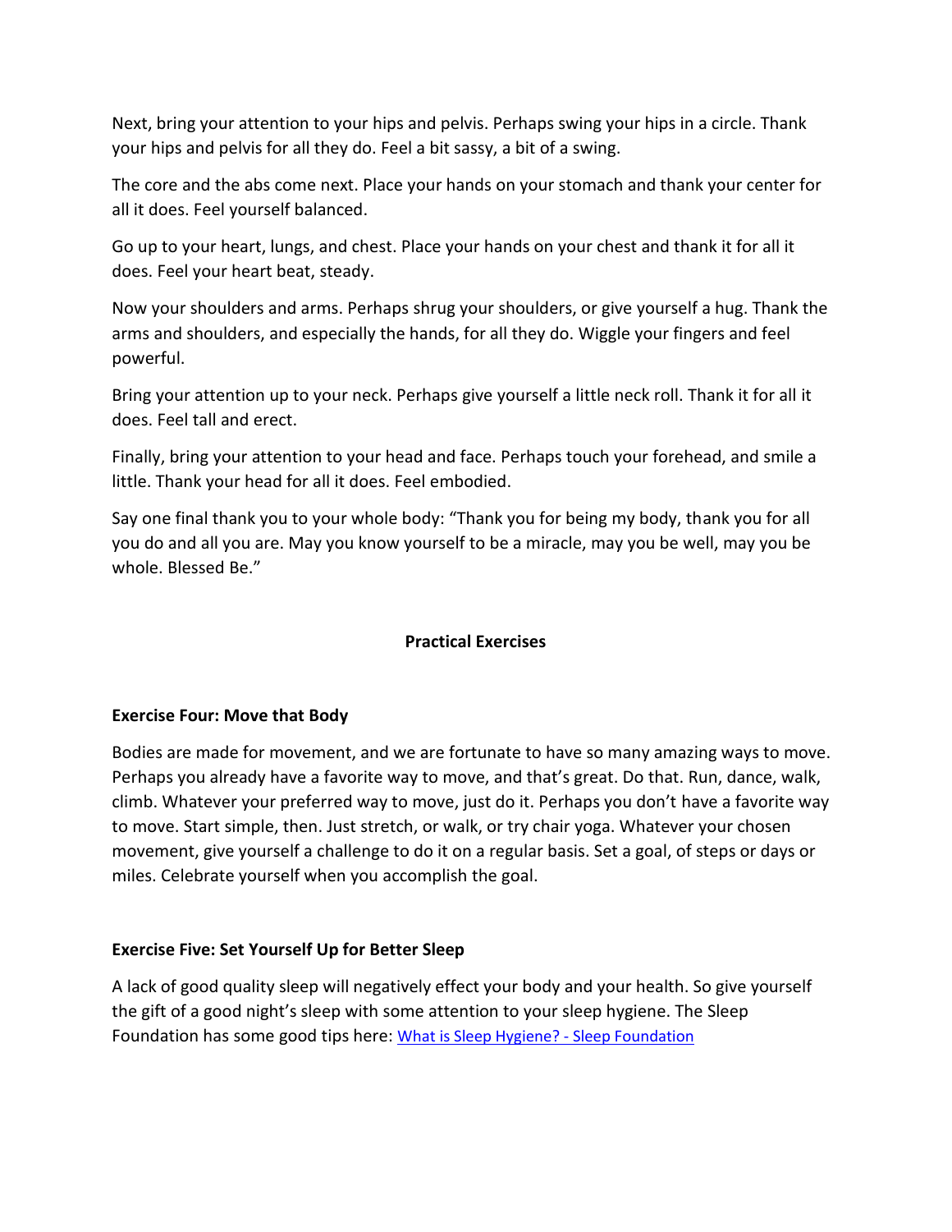Next, bring your attention to your hips and pelvis. Perhaps swing your hips in a circle. Thank your hips and pelvis for all they do. Feel a bit sassy, a bit of a swing.

The core and the abs come next. Place your hands on your stomach and thank your center for all it does. Feel yourself balanced.

Go up to your heart, lungs, and chest. Place your hands on your chest and thank it for all it does. Feel your heart beat, steady.

Now your shoulders and arms. Perhaps shrug your shoulders, or give yourself a hug. Thank the arms and shoulders, and especially the hands, for all they do. Wiggle your fingers and feel powerful.

Bring your attention up to your neck. Perhaps give yourself a little neck roll. Thank it for all it does. Feel tall and erect.

Finally, bring your attention to your head and face. Perhaps touch your forehead, and smile a little. Thank your head for all it does. Feel embodied.

Say one final thank you to your whole body: "Thank you for being my body, thank you for all you do and all you are. May you know yourself to be a miracle, may you be well, may you be whole. Blessed Be."

## Practical Exercises

### Exercise Four: Move that Body

Bodies are made for movement, and we are fortunate to have so many amazing ways to move. Perhaps you already have a favorite way to move, and that's great. Do that. Run, dance, walk, climb. Whatever your preferred way to move, just do it. Perhaps you don't have a favorite way to move. Start simple, then. Just stretch, or walk, or try chair yoga. Whatever your chosen movement, give yourself a challenge to do it on a regular basis. Set a goal, of steps or days or miles. Celebrate yourself when you accomplish the goal.

### Exercise Five: Set Yourself Up for Better Sleep

A lack of good quality sleep will negatively effect your body and your health. So give yourself the gift of a good night's sleep with some attention to your sleep hygiene. The Sleep Foundation has some good tips here: What is Sleep Hygiene? - Sleep Foundation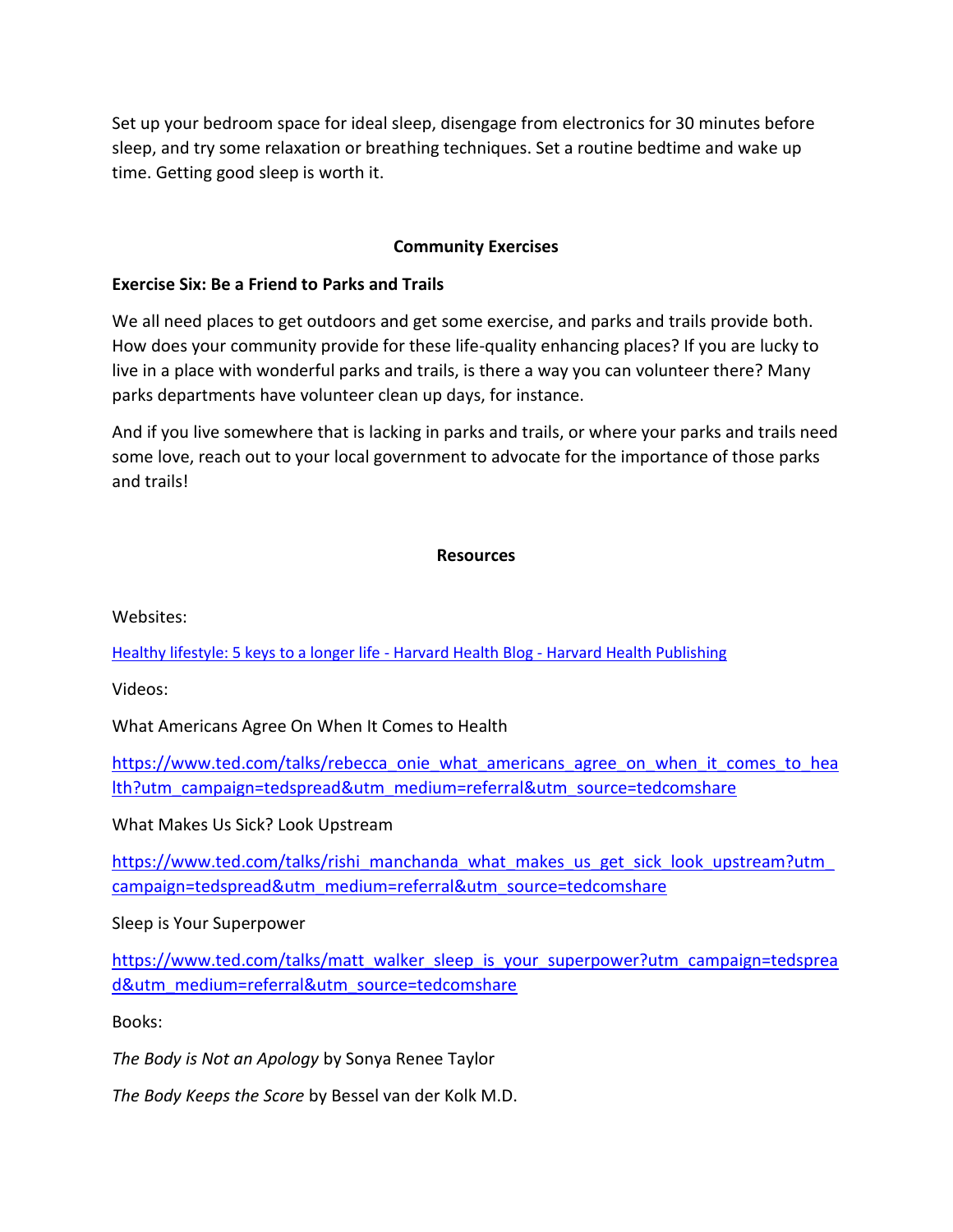Set up your bedroom space for ideal sleep, disengage from electronics for 30 minutes before sleep, and try some relaxation or breathing techniques. Set a routine bedtime and wake up time. Getting good sleep is worth it.

## Community Exercises

### Exercise Six: Be a Friend to Parks and Trails

We all need places to get outdoors and get some exercise, and parks and trails provide both. How does your community provide for these life-quality enhancing places? If you are lucky to live in a place with wonderful parks and trails, is there a way you can volunteer there? Many parks departments have volunteer clean up days, for instance.

And if you live somewhere that is lacking in parks and trails, or where your parks and trails need some love, reach out to your local government to advocate for the importance of those parks and trails!

## Resources

Websites:

Healthy lifestyle: 5 keys to a longer life - Harvard Health Blog - Harvard Health Publishing

Videos:

What Americans Agree On When It Comes to Health

https://www.ted.com/talks/rebecca_onie_what_americans_agree_on_when_it_comes_to_health?utm_campaign=tedspread&utm_medium=referral&utm_source=tedcomshare

What Makes Us Sick? Look Upstream

https://www.ted.com/talks/rishi_manchanda_what_makes_us_get_sick_look_upstream?utm_campaign=tedspread&utm_medium=referral&utm_source=tedcomshare

Sleep is Your Superpower

https://www.ted.com/talks/matt_walker_sleep_is_your_superpower?utm_campaign=tedspread&utm_medium=referral&utm_source=tedcomshare

Books:

*The Body is Not an Apology* by Sonya Renee Taylor

*The Body Keeps the Score* by Bessel van der Kolk M.D.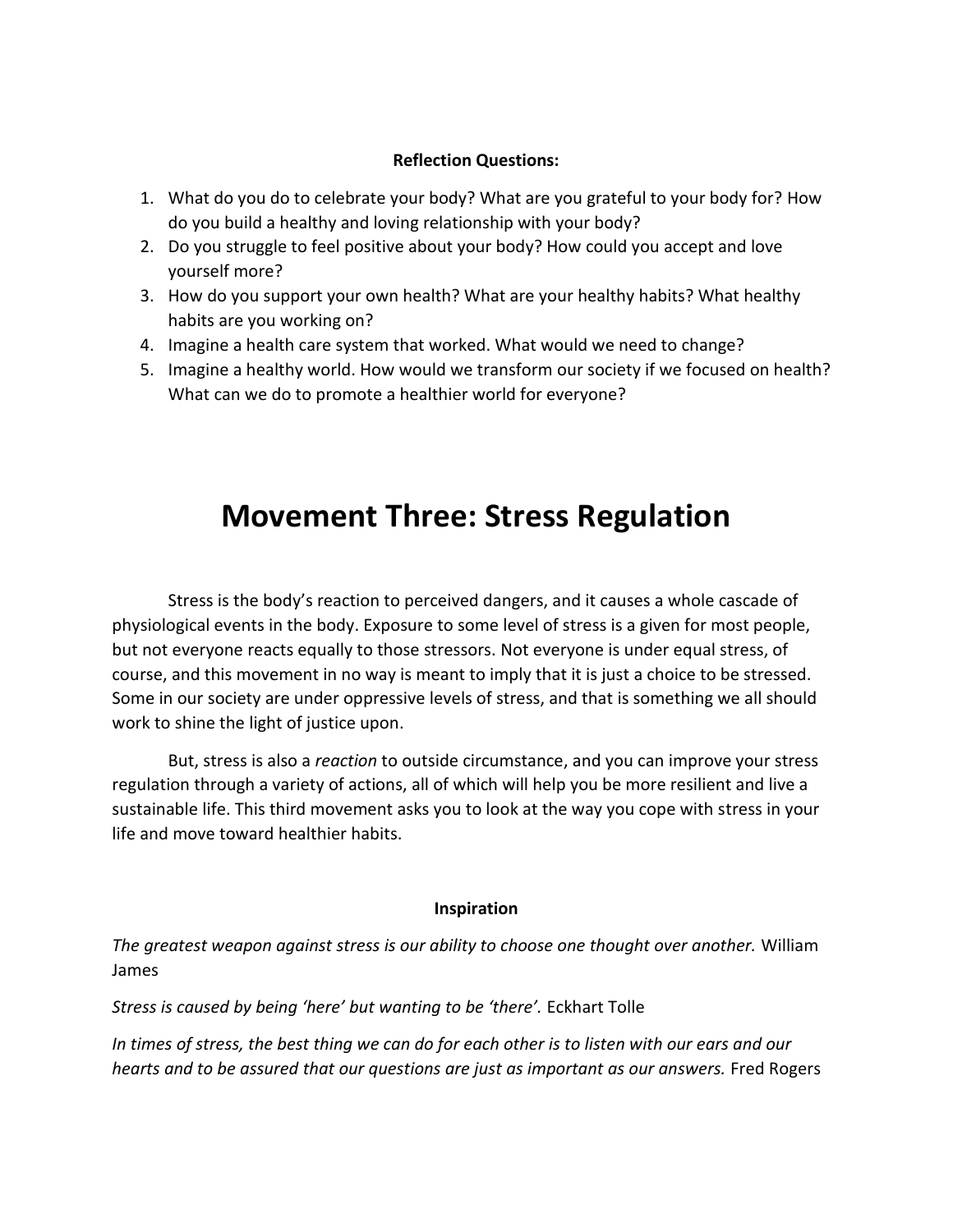**Reflection Questions:**

1. What do you do to celebrate your body? What are you grateful to your body for? How do you build a healthy and loving relationship with your body?
2. Do you struggle to feel positive about your body? How could you accept and love yourself more?
3. How do you support your own health? What are your healthy habits? What healthy habits are you working on?
4. Imagine a health care system that worked. What would we need to change?
5. Imagine a healthy world. How would we transform our society if we focused on health? What can we do to promote a healthier world for everyone?

# Movement Three: Stress Regulation

Stress is the body's reaction to perceived dangers, and it causes a whole cascade of physiological events in the body. Exposure to some level of stress is a given for most people, but not everyone reacts equally to those stressors. Not everyone is under equal stress, of course, and this movement in no way is meant to imply that it is just a choice to be stressed. Some in our society are under oppressive levels of stress, and that is something we all should work to shine the light of justice upon.

But, stress is also a *reaction* to outside circumstance, and you can improve your stress regulation through a variety of actions, all of which will help you be more resilient and live a sustainable life. This third movement asks you to look at the way you cope with stress in your life and move toward healthier habits.

**Inspiration**

*The greatest weapon against stress is our ability to choose one thought over another.* William James

*Stress is caused by being 'here' but wanting to be 'there'.* Eckhart Tolle

*In times of stress, the best thing we can do for each other is to listen with our ears and our hearts and to be assured that our questions are just as important as our answers.* Fred Rogers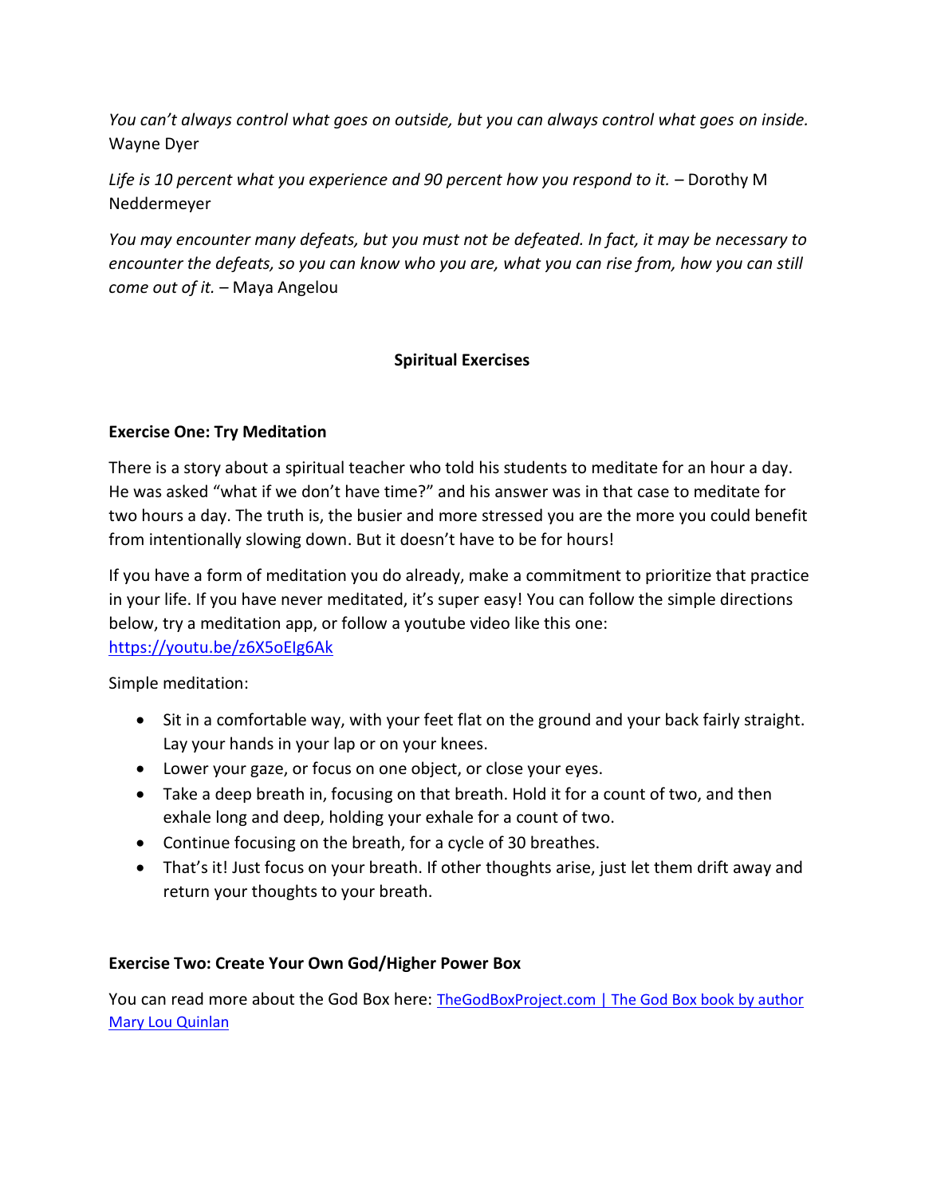*You can't always control what goes on outside, but you can always control what goes on inside.* Wayne Dyer

*Life is 10 percent what you experience and 90 percent how you respond to it.* – Dorothy M Neddermeyer

*You may encounter many defeats, but you must not be defeated. In fact, it may be necessary to encounter the defeats, so you can know who you are, what you can rise from, how you can still come out of it.* – Maya Angelou

## Spiritual Exercises

### Exercise One: Try Meditation

There is a story about a spiritual teacher who told his students to meditate for an hour a day. He was asked "what if we don't have time?" and his answer was in that case to meditate for two hours a day. The truth is, the busier and more stressed you are the more you could benefit from intentionally slowing down. But it doesn't have to be for hours!

If you have a form of meditation you do already, make a commitment to prioritize that practice in your life. If you have never meditated, it's super easy! You can follow the simple directions below, try a meditation app, or follow a youtube video like this one: [https://youtu.be/z6X5oEIg6Ak](https://youtu.be/z6X5oEIg6Ak)

Simple meditation:

- Sit in a comfortable way, with your feet flat on the ground and your back fairly straight. Lay your hands in your lap or on your knees.
- Lower your gaze, or focus on one object, or close your eyes.
- Take a deep breath in, focusing on that breath. Hold it for a count of two, and then exhale long and deep, holding your exhale for a count of two.
- Continue focusing on the breath, for a cycle of 30 breathes.
- That's it! Just focus on your breath. If other thoughts arise, just let them drift away and return your thoughts to your breath.

### Exercise Two: Create Your Own God/Higher Power Box

You can read more about the God Box here: [TheGodBoxProject.com | The God Box book by author Mary Lou Quinlan]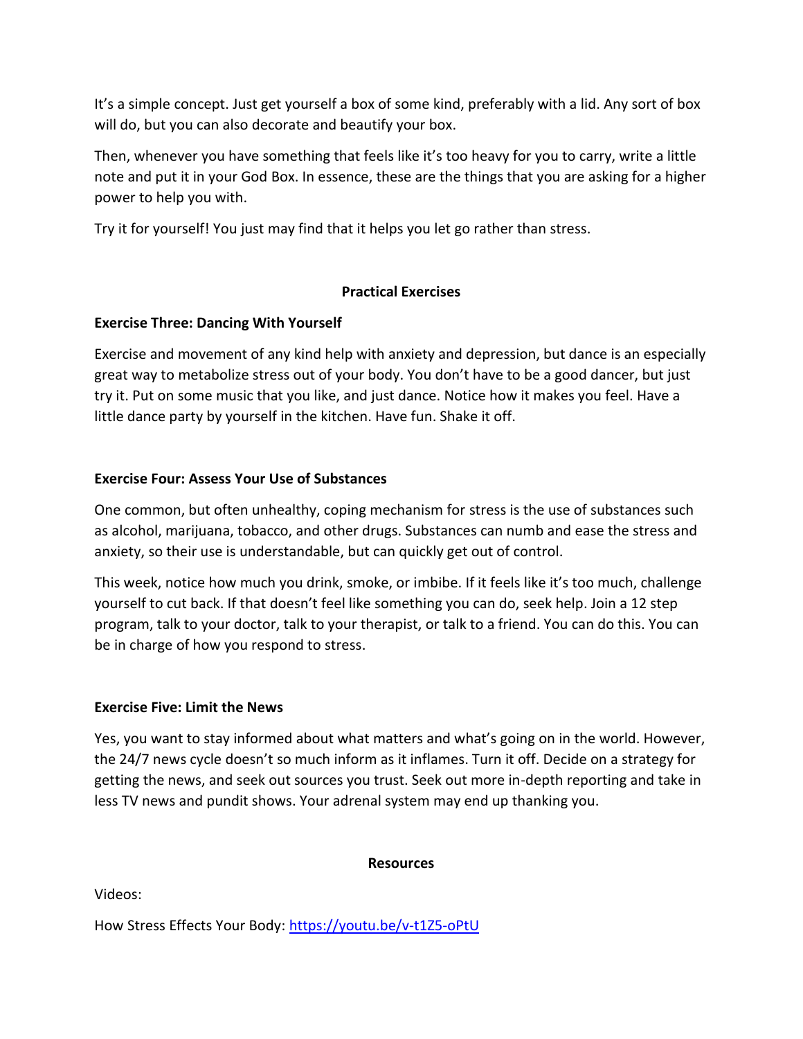It's a simple concept. Just get yourself a box of some kind, preferably with a lid. Any sort of box will do, but you can also decorate and beautify your box.

Then, whenever you have something that feels like it's too heavy for you to carry, write a little note and put it in your God Box. In essence, these are the things that you are asking for a higher power to help you with.

Try it for yourself! You just may find that it helps you let go rather than stress.

## Practical Exercises

### Exercise Three: Dancing With Yourself

Exercise and movement of any kind help with anxiety and depression, but dance is an especially great way to metabolize stress out of your body. You don't have to be a good dancer, but just try it. Put on some music that you like, and just dance. Notice how it makes you feel. Have a little dance party by yourself in the kitchen. Have fun. Shake it off.

### Exercise Four: Assess Your Use of Substances

One common, but often unhealthy, coping mechanism for stress is the use of substances such as alcohol, marijuana, tobacco, and other drugs. Substances can numb and ease the stress and anxiety, so their use is understandable, but can quickly get out of control.

This week, notice how much you drink, smoke, or imbibe. If it feels like it's too much, challenge yourself to cut back. If that doesn't feel like something you can do, seek help. Join a 12 step program, talk to your doctor, talk to your therapist, or talk to a friend. You can do this. You can be in charge of how you respond to stress.

### Exercise Five: Limit the News

Yes, you want to stay informed about what matters and what's going on in the world. However, the 24/7 news cycle doesn't so much inform as it inflames. Turn it off. Decide on a strategy for getting the news, and seek out sources you trust. Seek out more in-depth reporting and take in less TV news and pundit shows. Your adrenal system may end up thanking you.

## Resources

Videos:

How Stress Effects Your Body: https://youtu.be/v-t1Z5-oPtU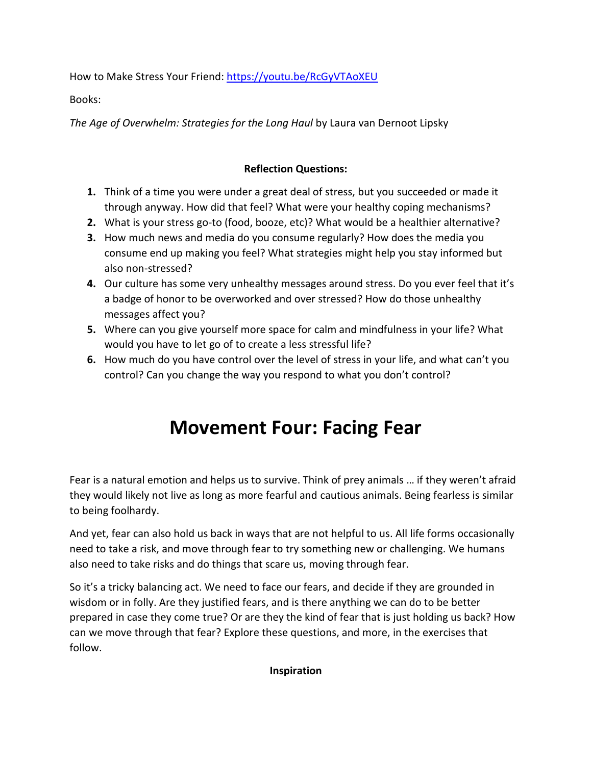How to Make Stress Your Friend: [https://youtu.be/RcGyVTAoXEU](https://youtu.be/RcGyVTAoXEU)

Books:

*The Age of Overwhelm: Strategies for the Long Haul* by Laura van Dernoot Lipsky

**Reflection Questions:**

1. Think of a time you were under a great deal of stress, but you succeeded or made it through anyway. How did that feel? What were your healthy coping mechanisms?
2. What is your stress go-to (food, booze, etc)? What would be a healthier alternative?
3. How much news and media do you consume regularly? How does the media you consume end up making you feel? What strategies might help you stay informed but also non-stressed?
4. Our culture has some very unhealthy messages around stress. Do you ever feel that it's a badge of honor to be overworked and over stressed? How do those unhealthy messages affect you?
5. Where can you give yourself more space for calm and mindfulness in your life? What would you have to let go of to create a less stressful life?
6. How much do you have control over the level of stress in your life, and what can't you control? Can you change the way you respond to what you don't control?

# Movement Four: Facing Fear

Fear is a natural emotion and helps us to survive. Think of prey animals … if they weren't afraid they would likely not live as long as more fearful and cautious animals. Being fearless is similar to being foolhardy.

And yet, fear can also hold us back in ways that are not helpful to us. All life forms occasionally need to take a risk, and move through fear to try something new or challenging. We humans also need to take risks and do things that scare us, moving through fear.

So it's a tricky balancing act. We need to face our fears, and decide if they are grounded in wisdom or in folly. Are they justified fears, and is there anything we can do to be better prepared in case they come true? Or are they the kind of fear that is just holding us back? How can we move through that fear? Explore these questions, and more, in the exercises that follow.

**Inspiration**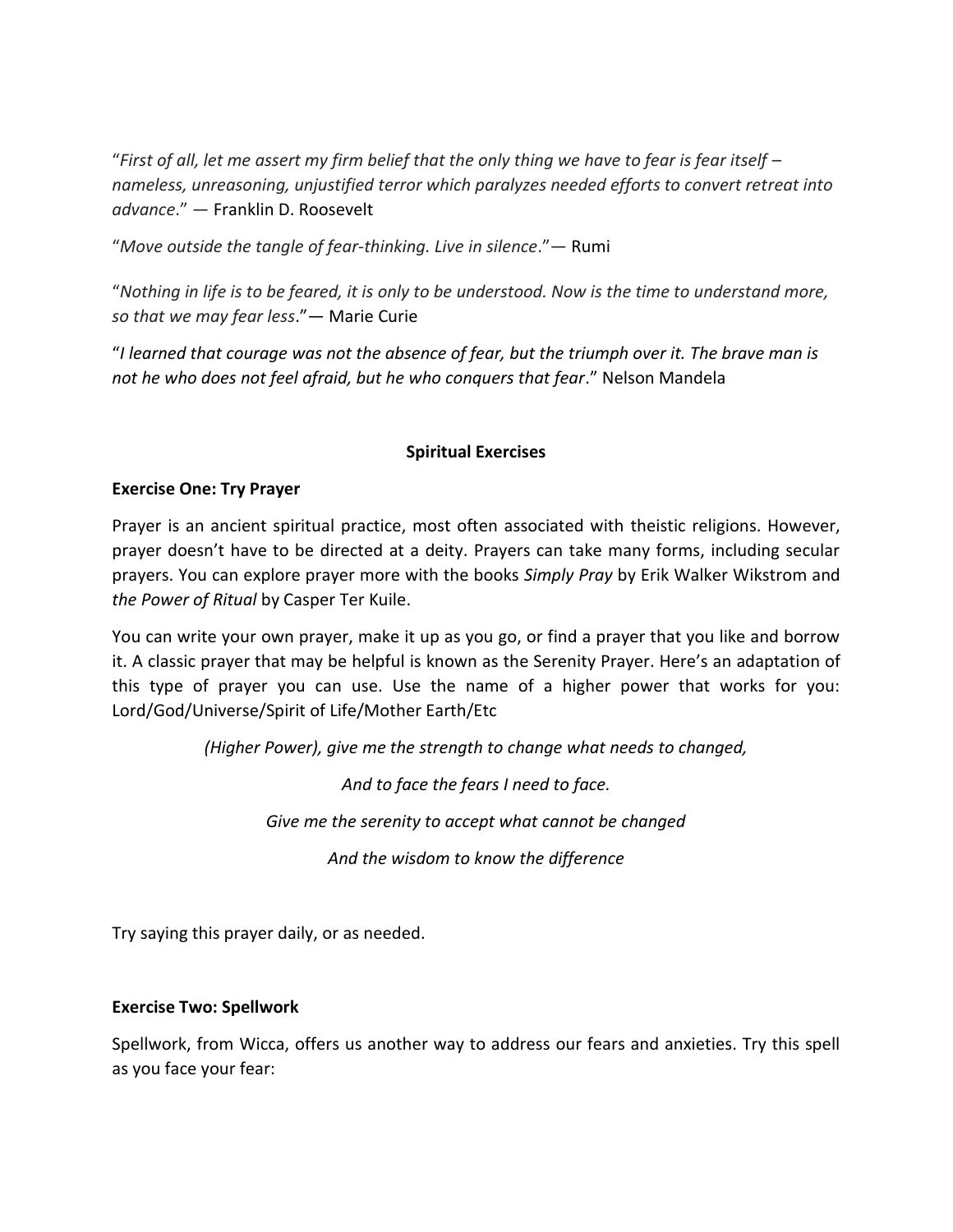"*First of all, let me assert my firm belief that the only thing we have to fear is fear itself – nameless, unreasoning, unjustified terror which paralyzes needed efforts to convert retreat into advance*." — Franklin D. Roosevelt

"*Move outside the tangle of fear-thinking. Live in silence*."— Rumi

"*Nothing in life is to be feared, it is only to be understood. Now is the time to understand more, so that we may fear less*."— Marie Curie

"*I learned that courage was not the absence of fear, but the triumph over it. The brave man is not he who does not feel afraid, but he who conquers that fear*." Nelson Mandela

## Spiritual Exercises

### Exercise One: Try Prayer

Prayer is an ancient spiritual practice, most often associated with theistic religions. However, prayer doesn't have to be directed at a deity. Prayers can take many forms, including secular prayers. You can explore prayer more with the books *Simply Pray* by Erik Walker Wikstrom and *the Power of Ritual* by Casper Ter Kuile.

You can write your own prayer, make it up as you go, or find a prayer that you like and borrow it. A classic prayer that may be helpful is known as the Serenity Prayer. Here's an adaptation of this type of prayer you can use. Use the name of a higher power that works for you: Lord/God/Universe/Spirit of Life/Mother Earth/Etc

*(Higher Power), give me the strength to change what needs to changed,*

*And to face the fears I need to face.*

*Give me the serenity to accept what cannot be changed*

*And the wisdom to know the difference*

Try saying this prayer daily, or as needed.

### Exercise Two: Spellwork

Spellwork, from Wicca, offers us another way to address our fears and anxieties. Try this spell as you face your fear: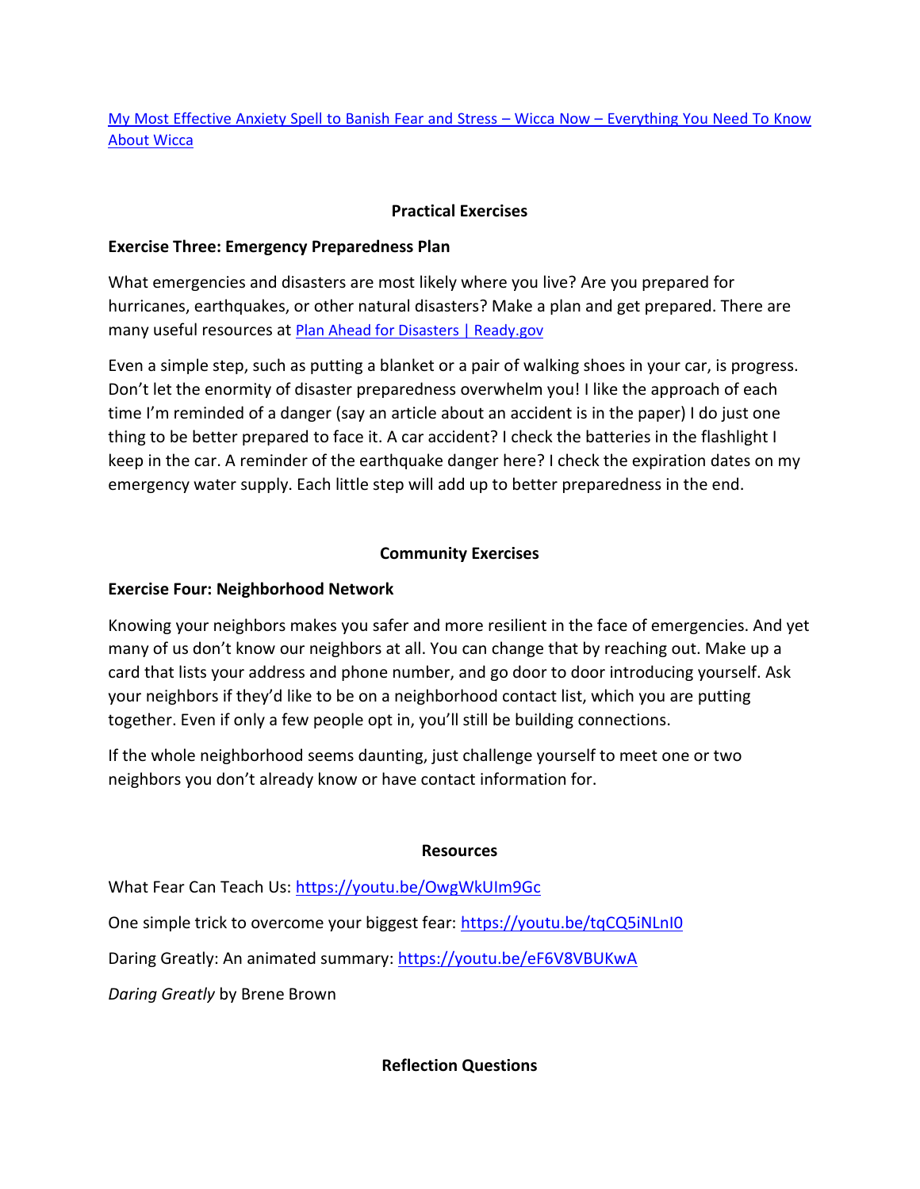[My Most Effective Anxiety Spell to Banish Fear and Stress – Wicca Now – Everything You Need To Know About Wicca]

## Practical Exercises

### Exercise Three: Emergency Preparedness Plan

What emergencies and disasters are most likely where you live? Are you prepared for hurricanes, earthquakes, or other natural disasters? Make a plan and get prepared. There are many useful resources at [Plan Ahead for Disasters | Ready.gov]

Even a simple step, such as putting a blanket or a pair of walking shoes in your car, is progress. Don't let the enormity of disaster preparedness overwhelm you! I like the approach of each time I'm reminded of a danger (say an article about an accident is in the paper) I do just one thing to be better prepared to face it. A car accident? I check the batteries in the flashlight I keep in the car. A reminder of the earthquake danger here? I check the expiration dates on my emergency water supply. Each little step will add up to better preparedness in the end.

## Community Exercises

### Exercise Four: Neighborhood Network

Knowing your neighbors makes you safer and more resilient in the face of emergencies. And yet many of us don't know our neighbors at all. You can change that by reaching out. Make up a card that lists your address and phone number, and go door to door introducing yourself. Ask your neighbors if they'd like to be on a neighborhood contact list, which you are putting together. Even if only a few people opt in, you'll still be building connections.

If the whole neighborhood seems daunting, just challenge yourself to meet one or two neighbors you don't already know or have contact information for.

## Resources

What Fear Can Teach Us: https://youtu.be/OwgWkUIm9Gc

One simple trick to overcome your biggest fear: https://youtu.be/tqCQ5iNLnI0

Daring Greatly: An animated summary: https://youtu.be/eF6V8VBUKwA

*Daring Greatly* by Brene Brown

## Reflection Questions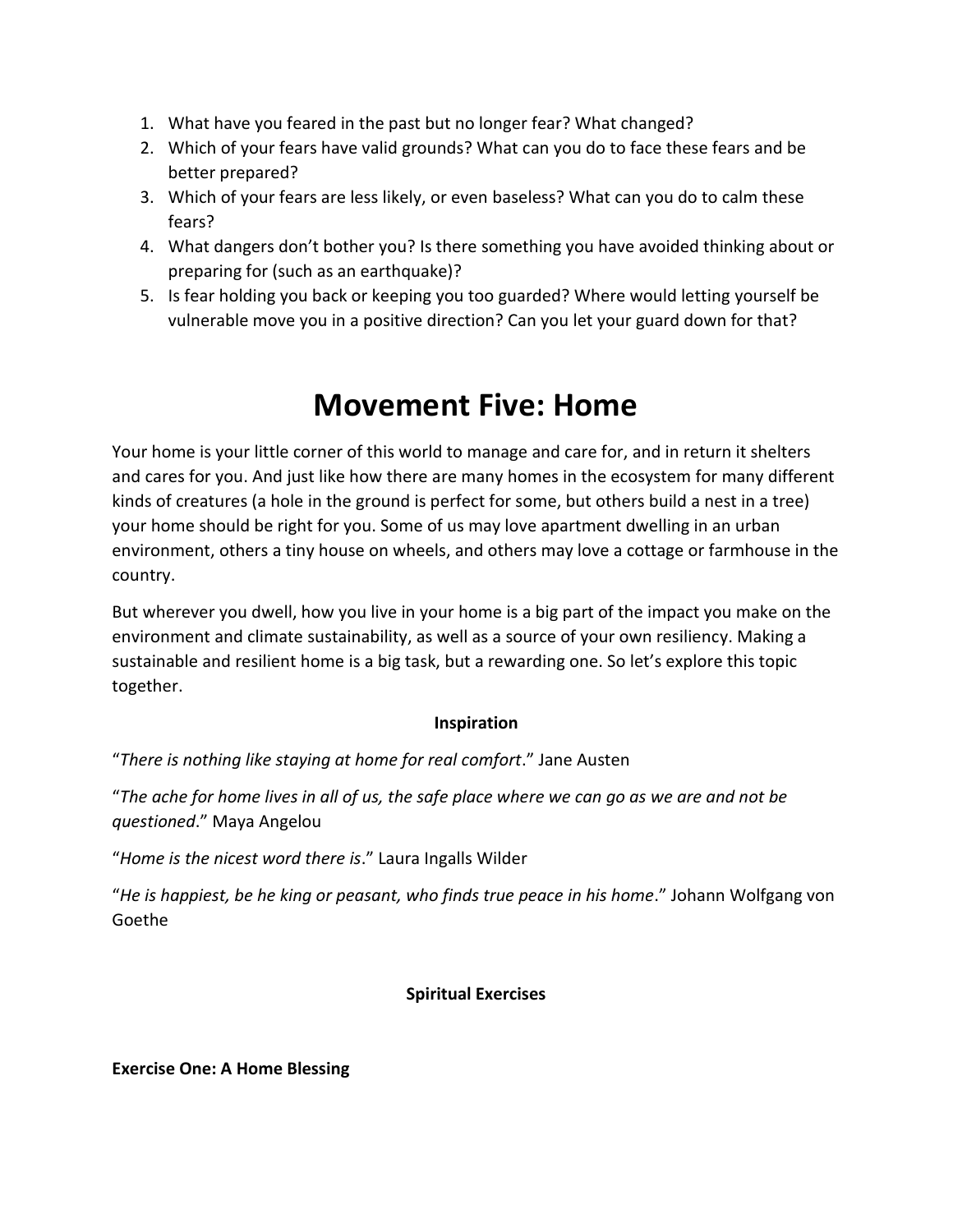1. What have you feared in the past but no longer fear? What changed?
2. Which of your fears have valid grounds? What can you do to face these fears and be better prepared?
3. Which of your fears are less likely, or even baseless? What can you do to calm these fears?
4. What dangers don't bother you? Is there something you have avoided thinking about or preparing for (such as an earthquake)?
5. Is fear holding you back or keeping you too guarded? Where would letting yourself be vulnerable move you in a positive direction? Can you let your guard down for that?

# Movement Five: Home

Your home is your little corner of this world to manage and care for, and in return it shelters and cares for you. And just like how there are many homes in the ecosystem for many different kinds of creatures (a hole in the ground is perfect for some, but others build a nest in a tree) your home should be right for you. Some of us may love apartment dwelling in an urban environment, others a tiny house on wheels, and others may love a cottage or farmhouse in the country.

But wherever you dwell, how you live in your home is a big part of the impact you make on the environment and climate sustainability, as well as a source of your own resiliency. Making a sustainable and resilient home is a big task, but a rewarding one. So let's explore this topic together.

**Inspiration**

"*There is nothing like staying at home for real comfort*." Jane Austen

"*The ache for home lives in all of us, the safe place where we can go as we are and not be questioned*." Maya Angelou

"*Home is the nicest word there is*." Laura Ingalls Wilder

"*He is happiest, be he king or peasant, who finds true peace in his home*." Johann Wolfgang von Goethe

**Spiritual Exercises**

**Exercise One: A Home Blessing**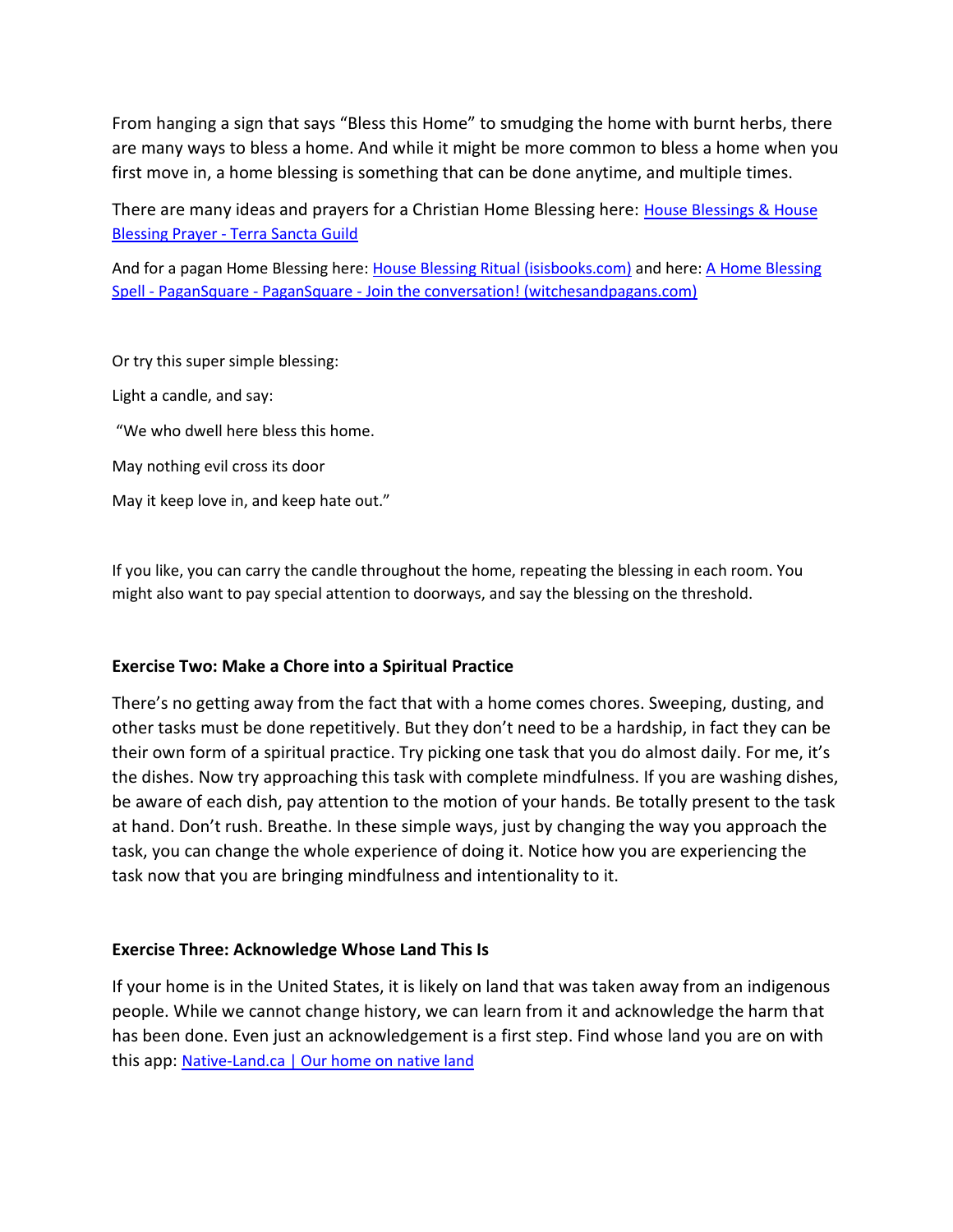From hanging a sign that says "Bless this Home" to smudging the home with burnt herbs, there are many ways to bless a home. And while it might be more common to bless a home when you first move in, a home blessing is something that can be done anytime, and multiple times.

There are many ideas and prayers for a Christian Home Blessing here: House Blessings & House Blessing Prayer - Terra Sancta Guild

And for a pagan Home Blessing here: House Blessing Ritual (isisbooks.com) and here: A Home Blessing Spell - PaganSquare - PaganSquare - Join the conversation! (witchesandpagans.com)

Or try this super simple blessing:

Light a candle, and say:

"We who dwell here bless this home.

May nothing evil cross its door

May it keep love in, and keep hate out."

If you like, you can carry the candle throughout the home, repeating the blessing in each room. You might also want to pay special attention to doorways, and say the blessing on the threshold.

**Exercise Two: Make a Chore into a Spiritual Practice**

There's no getting away from the fact that with a home comes chores. Sweeping, dusting, and other tasks must be done repetitively. But they don't need to be a hardship, in fact they can be their own form of a spiritual practice. Try picking one task that you do almost daily. For me, it's the dishes. Now try approaching this task with complete mindfulness. If you are washing dishes, be aware of each dish, pay attention to the motion of your hands. Be totally present to the task at hand. Don't rush. Breathe. In these simple ways, just by changing the way you approach the task, you can change the whole experience of doing it. Notice how you are experiencing the task now that you are bringing mindfulness and intentionality to it.

**Exercise Three: Acknowledge Whose Land This Is**

If your home is in the United States, it is likely on land that was taken away from an indigenous people. While we cannot change history, we can learn from it and acknowledge the harm that has been done. Even just an acknowledgement is a first step. Find whose land you are on with this app: Native-Land.ca | Our home on native land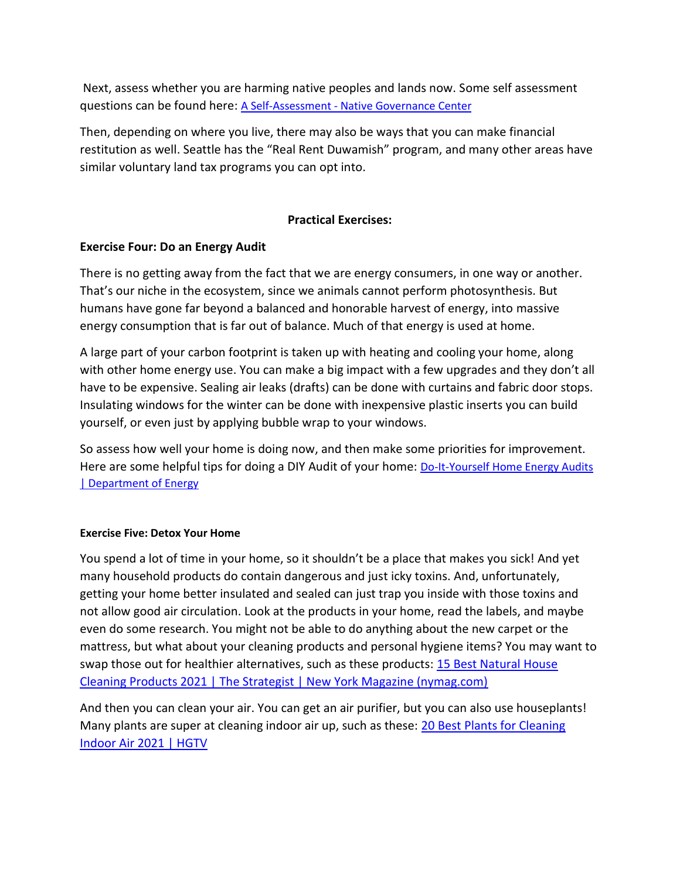Next, assess whether you are harming native peoples and lands now. Some self assessment questions can be found here: [A Self-Assessment - Native Governance Center]

Then, depending on where you live, there may also be ways that you can make financial restitution as well. Seattle has the "Real Rent Duwamish" program, and many other areas have similar voluntary land tax programs you can opt into.

**Practical Exercises:**

**Exercise Four: Do an Energy Audit**

There is no getting away from the fact that we are energy consumers, in one way or another. That's our niche in the ecosystem, since we animals cannot perform photosynthesis. But humans have gone far beyond a balanced and honorable harvest of energy, into massive energy consumption that is far out of balance. Much of that energy is used at home.

A large part of your carbon footprint is taken up with heating and cooling your home, along with other home energy use. You can make a big impact with a few upgrades and they don't all have to be expensive. Sealing air leaks (drafts) can be done with curtains and fabric door stops. Insulating windows for the winter can be done with inexpensive plastic inserts you can build yourself, or even just by applying bubble wrap to your windows.

So assess how well your home is doing now, and then make some priorities for improvement. Here are some helpful tips for doing a DIY Audit of your home: [Do-It-Yourself Home Energy Audits | Department of Energy]

**Exercise Five: Detox Your Home**

You spend a lot of time in your home, so it shouldn't be a place that makes you sick! And yet many household products do contain dangerous and just icky toxins. And, unfortunately, getting your home better insulated and sealed can just trap you inside with those toxins and not allow good air circulation. Look at the products in your home, read the labels, and maybe even do some research. You might not be able to do anything about the new carpet or the mattress, but what about your cleaning products and personal hygiene items? You may want to swap those out for healthier alternatives, such as these products: [15 Best Natural House Cleaning Products 2021 | The Strategist | New York Magazine (nymag.com)]

And then you can clean your air. You can get an air purifier, but you can also use houseplants! Many plants are super at cleaning indoor air up, such as these: [20 Best Plants for Cleaning Indoor Air 2021 | HGTV]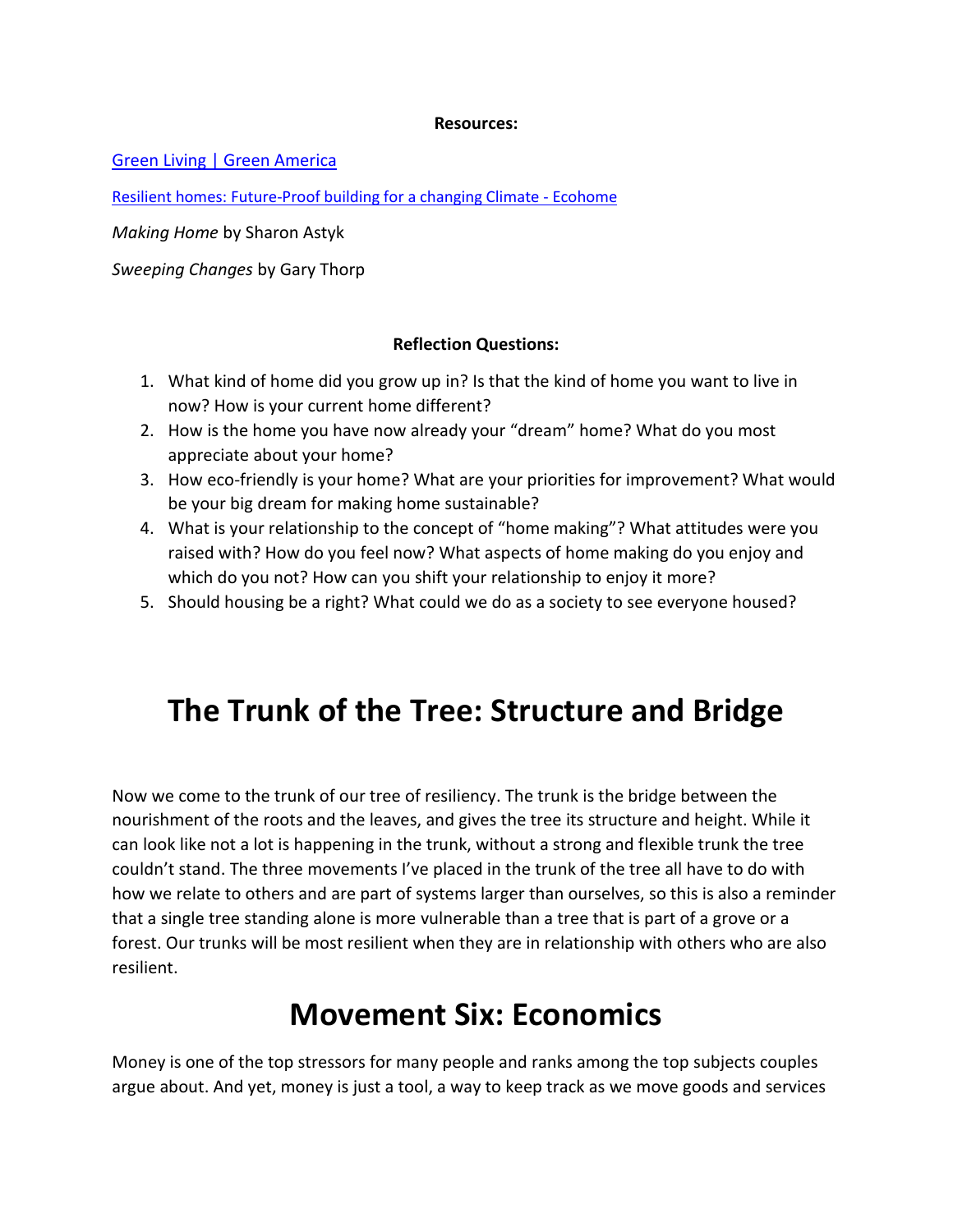**Resources:**

[Green Living | Green America]()

[Resilient homes: Future-Proof building for a changing Climate - Ecohome]()

*Making Home* by Sharon Astyk

*Sweeping Changes* by Gary Thorp

**Reflection Questions:**

1. What kind of home did you grow up in? Is that the kind of home you want to live in now? How is your current home different?
2. How is the home you have now already your "dream" home? What do you most appreciate about your home?
3. How eco-friendly is your home? What are your priorities for improvement? What would be your big dream for making home sustainable?
4. What is your relationship to the concept of "home making"? What attitudes were you raised with? How do you feel now? What aspects of home making do you enjoy and which do you not? How can you shift your relationship to enjoy it more?
5. Should housing be a right? What could we do as a society to see everyone housed?

# The Trunk of the Tree: Structure and Bridge

Now we come to the trunk of our tree of resiliency. The trunk is the bridge between the nourishment of the roots and the leaves, and gives the tree its structure and height. While it can look like not a lot is happening in the trunk, without a strong and flexible trunk the tree couldn't stand. The three movements I've placed in the trunk of the tree all have to do with how we relate to others and are part of systems larger than ourselves, so this is also a reminder that a single tree standing alone is more vulnerable than a tree that is part of a grove or a forest. Our trunks will be most resilient when they are in relationship with others who are also resilient.

# Movement Six: Economics

Money is one of the top stressors for many people and ranks among the top subjects couples argue about. And yet, money is just a tool, a way to keep track as we move goods and services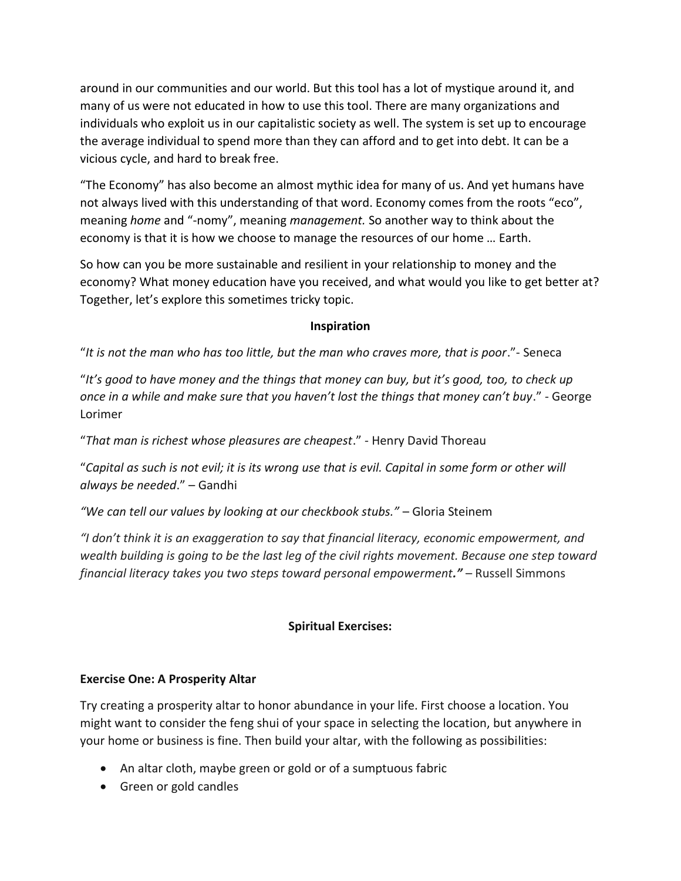around in our communities and our world. But this tool has a lot of mystique around it, and many of us were not educated in how to use this tool. There are many organizations and individuals who exploit us in our capitalistic society as well. The system is set up to encourage the average individual to spend more than they can afford and to get into debt. It can be a vicious cycle, and hard to break free.

"The Economy" has also become an almost mythic idea for many of us. And yet humans have not always lived with this understanding of that word. Economy comes from the roots "eco", meaning *home* and "-nomy", meaning *management.* So another way to think about the economy is that it is how we choose to manage the resources of our home … Earth.

So how can you be more sustainable and resilient in your relationship to money and the economy? What money education have you received, and what would you like to get better at? Together, let's explore this sometimes tricky topic.

**Inspiration**

"*It is not the man who has too little, but the man who craves more, that is poor*."- Seneca

"*It's good to have money and the things that money can buy, but it's good, too, to check up once in a while and make sure that you haven't lost the things that money can't buy*." - George Lorimer

"*That man is richest whose pleasures are cheapest*." - Henry David Thoreau

"*Capital as such is not evil; it is its wrong use that is evil. Capital in some form or other will always be needed*." – Gandhi

*"We can tell our values by looking at our checkbook stubs."* – Gloria Steinem

*"I don't think it is an exaggeration to say that financial literacy, economic empowerment, and wealth building is going to be the last leg of the civil rights movement. Because one step toward financial literacy takes you two steps toward personal empowerment."* – Russell Simmons

**Spiritual Exercises:**

**Exercise One: A Prosperity Altar**

Try creating a prosperity altar to honor abundance in your life. First choose a location. You might want to consider the feng shui of your space in selecting the location, but anywhere in your home or business is fine. Then build your altar, with the following as possibilities:

- An altar cloth, maybe green or gold or of a sumptuous fabric
- Green or gold candles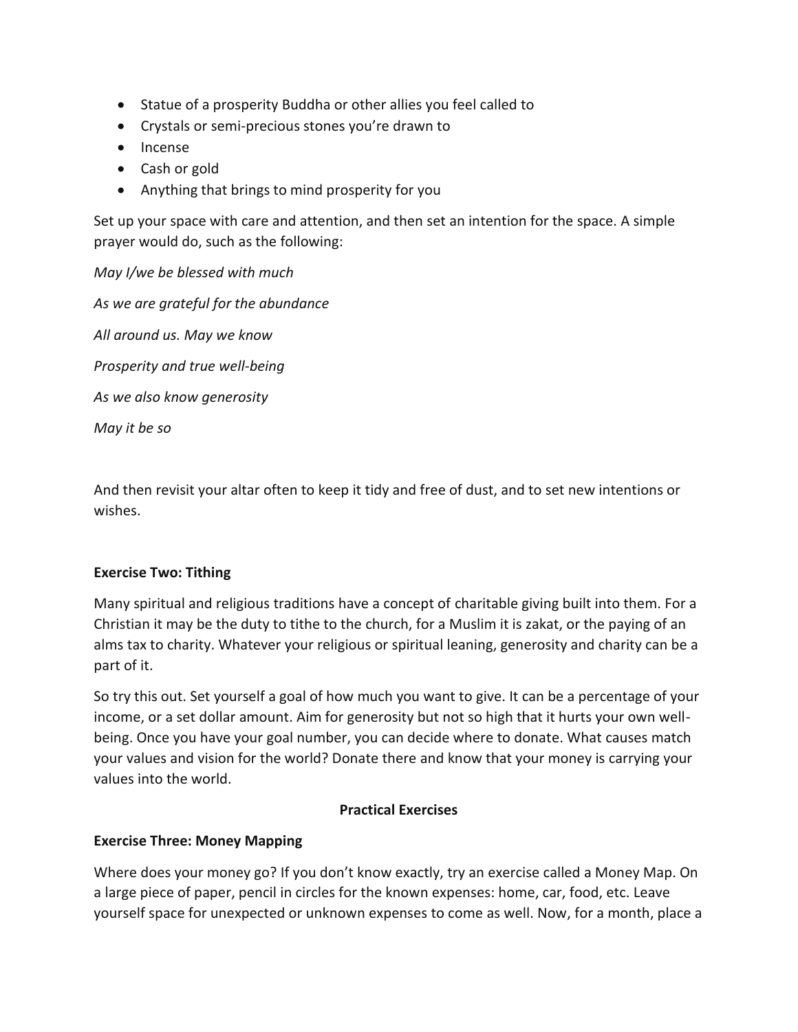- Statue of a prosperity Buddha or other allies you feel called to
- Crystals or semi-precious stones you're drawn to
- Incense
- Cash or gold
- Anything that brings to mind prosperity for you

Set up your space with care and attention, and then set an intention for the space. A simple prayer would do, such as the following:

*May I/we be blessed with much*

*As we are grateful for the abundance*

*All around us. May we know*

*Prosperity and true well-being*

*As we also know generosity*

*May it be so*

And then revisit your altar often to keep it tidy and free of dust, and to set new intentions or wishes.

**Exercise Two: Tithing**

Many spiritual and religious traditions have a concept of charitable giving built into them. For a Christian it may be the duty to tithe to the church, for a Muslim it is zakat, or the paying of an alms tax to charity. Whatever your religious or spiritual leaning, generosity and charity can be a part of it.

So try this out. Set yourself a goal of how much you want to give. It can be a percentage of your income, or a set dollar amount. Aim for generosity but not so high that it hurts your own well-being. Once you have your goal number, you can decide where to donate. What causes match your values and vision for the world? Donate there and know that your money is carrying your values into the world.

**Practical Exercises**

**Exercise Three: Money Mapping**

Where does your money go? If you don't know exactly, try an exercise called a Money Map. On a large piece of paper, pencil in circles for the known expenses: home, car, food, etc. Leave yourself space for unexpected or unknown expenses to come as well. Now, for a month, place a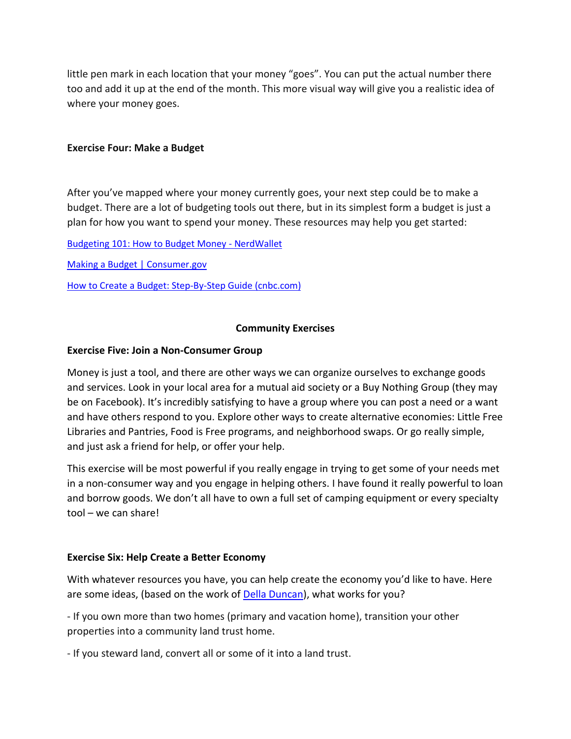little pen mark in each location that your money "goes". You can put the actual number there too and add it up at the end of the month. This more visual way will give you a realistic idea of where your money goes.

**Exercise Four: Make a Budget**

After you've mapped where your money currently goes, your next step could be to make a budget. There are a lot of budgeting tools out there, but in its simplest form a budget is just a plan for how you want to spend your money. These resources may help you get started:

Budgeting 101: How to Budget Money - NerdWallet

Making a Budget | Consumer.gov

How to Create a Budget: Step-By-Step Guide (cnbc.com)

## Community Exercises

**Exercise Five: Join a Non-Consumer Group**

Money is just a tool, and there are other ways we can organize ourselves to exchange goods and services. Look in your local area for a mutual aid society or a Buy Nothing Group (they may be on Facebook). It's incredibly satisfying to have a group where you can post a need or a want and have others respond to you. Explore other ways to create alternative economies: Little Free Libraries and Pantries, Food is Free programs, and neighborhood swaps. Or go really simple, and just ask a friend for help, or offer your help.

This exercise will be most powerful if you really engage in trying to get some of your needs met in a non-consumer way and you engage in helping others. I have found it really powerful to loan and borrow goods. We don't all have to own a full set of camping equipment or every specialty tool – we can share!

**Exercise Six: Help Create a Better Economy**

With whatever resources you have, you can help create the economy you'd like to have. Here are some ideas, (based on the work of Della Duncan), what works for you?

- If you own more than two homes (primary and vacation home), transition your other properties into a community land trust home.

- If you steward land, convert all or some of it into a land trust.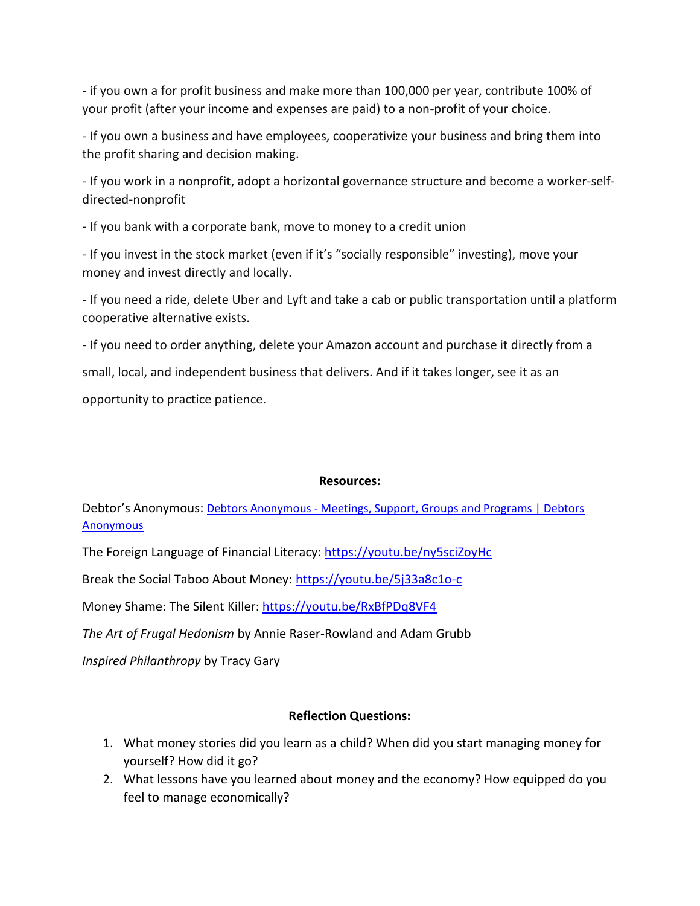- if you own a for profit business and make more than 100,000 per year, contribute 100% of your profit (after your income and expenses are paid) to a non-profit of your choice.

- If you own a business and have employees, cooperativize your business and bring them into the profit sharing and decision making.

- If you work in a nonprofit, adopt a horizontal governance structure and become a worker-self-directed-nonprofit

- If you bank with a corporate bank, move to money to a credit union

- If you invest in the stock market (even if it's "socially responsible" investing), move your money and invest directly and locally.

- If you need a ride, delete Uber and Lyft and take a cab or public transportation until a platform cooperative alternative exists.

- If you need to order anything, delete your Amazon account and purchase it directly from a small, local, and independent business that delivers. And if it takes longer, see it as an opportunity to practice patience.

**Resources:**

Debtor's Anonymous: [Debtors Anonymous - Meetings, Support, Groups and Programs | Debtors Anonymous]()

The Foreign Language of Financial Literacy: https://youtu.be/ny5sciZoyHc

Break the Social Taboo About Money: https://youtu.be/5j33a8c1o-c

Money Shame: The Silent Killer: https://youtu.be/RxBfPDq8VF4

*The Art of Frugal Hedonism* by Annie Raser-Rowland and Adam Grubb

*Inspired Philanthropy* by Tracy Gary

**Reflection Questions:**

1. What money stories did you learn as a child? When did you start managing money for yourself? How did it go?
2. What lessons have you learned about money and the economy? How equipped do you feel to manage economically?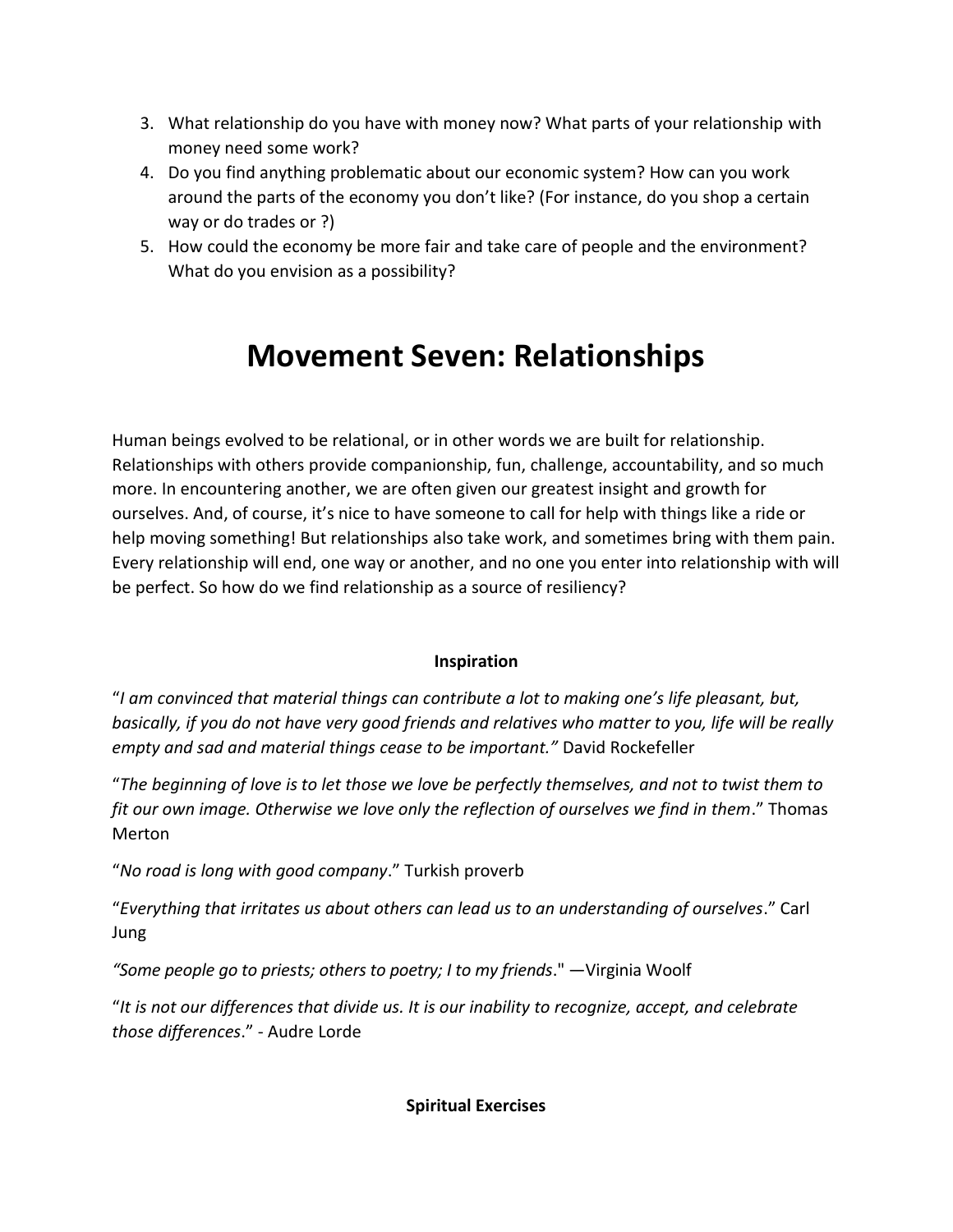3. What relationship do you have with money now? What parts of your relationship with money need some work?
4. Do you find anything problematic about our economic system? How can you work around the parts of the economy you don't like? (For instance, do you shop a certain way or do trades or ?)
5. How could the economy be more fair and take care of people and the environment? What do you envision as a possibility?

# Movement Seven: Relationships

Human beings evolved to be relational, or in other words we are built for relationship. Relationships with others provide companionship, fun, challenge, accountability, and so much more. In encountering another, we are often given our greatest insight and growth for ourselves. And, of course, it's nice to have someone to call for help with things like a ride or help moving something! But relationships also take work, and sometimes bring with them pain. Every relationship will end, one way or another, and no one you enter into relationship with will be perfect. So how do we find relationship as a source of resiliency?

**Inspiration**

"*I am convinced that material things can contribute a lot to making one's life pleasant, but, basically, if you do not have very good friends and relatives who matter to you, life will be really empty and sad and material things cease to be important."* David Rockefeller

"*The beginning of love is to let those we love be perfectly themselves, and not to twist them to fit our own image. Otherwise we love only the reflection of ourselves we find in them*." Thomas Merton

"*No road is long with good company*." Turkish proverb

"*Everything that irritates us about others can lead us to an understanding of ourselves*." Carl Jung

*"Some people go to priests; others to poetry; I to my friends*." —Virginia Woolf

"*It is not our differences that divide us. It is our inability to recognize, accept, and celebrate those differences*." - Audre Lorde

**Spiritual Exercises**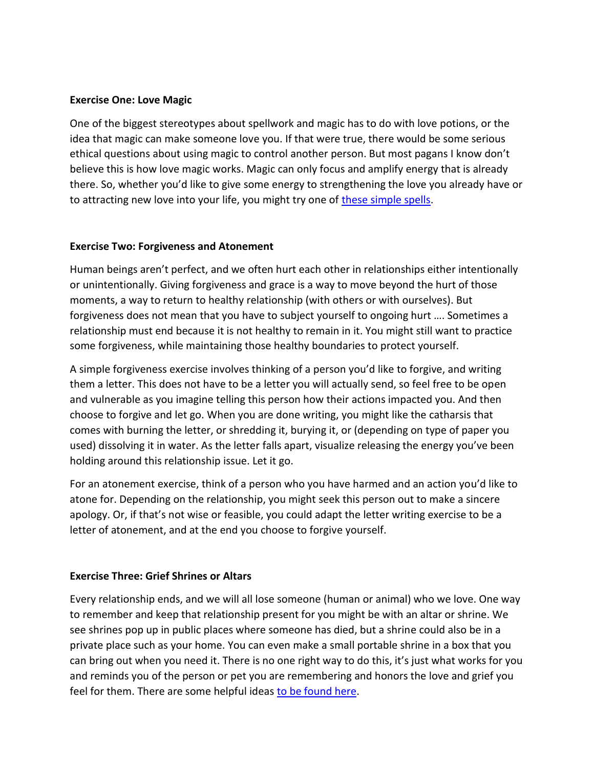**Exercise One: Love Magic**

One of the biggest stereotypes about spellwork and magic has to do with love potions, or the idea that magic can make someone love you. If that were true, there would be some serious ethical questions about using magic to control another person. But most pagans I know don't believe this is how love magic works. Magic can only focus and amplify energy that is already there. So, whether you'd like to give some energy to strengthening the love you already have or to attracting new love into your life, you might try one of these simple spells.

**Exercise Two: Forgiveness and Atonement**

Human beings aren't perfect, and we often hurt each other in relationships either intentionally or unintentionally. Giving forgiveness and grace is a way to move beyond the hurt of those moments, a way to return to healthy relationship (with others or with ourselves). But forgiveness does not mean that you have to subject yourself to ongoing hurt …. Sometimes a relationship must end because it is not healthy to remain in it. You might still want to practice some forgiveness, while maintaining those healthy boundaries to protect yourself.

A simple forgiveness exercise involves thinking of a person you'd like to forgive, and writing them a letter. This does not have to be a letter you will actually send, so feel free to be open and vulnerable as you imagine telling this person how their actions impacted you. And then choose to forgive and let go. When you are done writing, you might like the catharsis that comes with burning the letter, or shredding it, burying it, or (depending on type of paper you used) dissolving it in water. As the letter falls apart, visualize releasing the energy you've been holding around this relationship issue. Let it go.

For an atonement exercise, think of a person who you have harmed and an action you'd like to atone for. Depending on the relationship, you might seek this person out to make a sincere apology. Or, if that's not wise or feasible, you could adapt the letter writing exercise to be a letter of atonement, and at the end you choose to forgive yourself.

**Exercise Three: Grief Shrines or Altars**

Every relationship ends, and we will all lose someone (human or animal) who we love. One way to remember and keep that relationship present for you might be with an altar or shrine. We see shrines pop up in public places where someone has died, but a shrine could also be in a private place such as your home. You can even make a small portable shrine in a box that you can bring out when you need it. There is no one right way to do this, it's just what works for you and reminds you of the person or pet you are remembering and honors the love and grief you feel for them. There are some helpful ideas to be found here.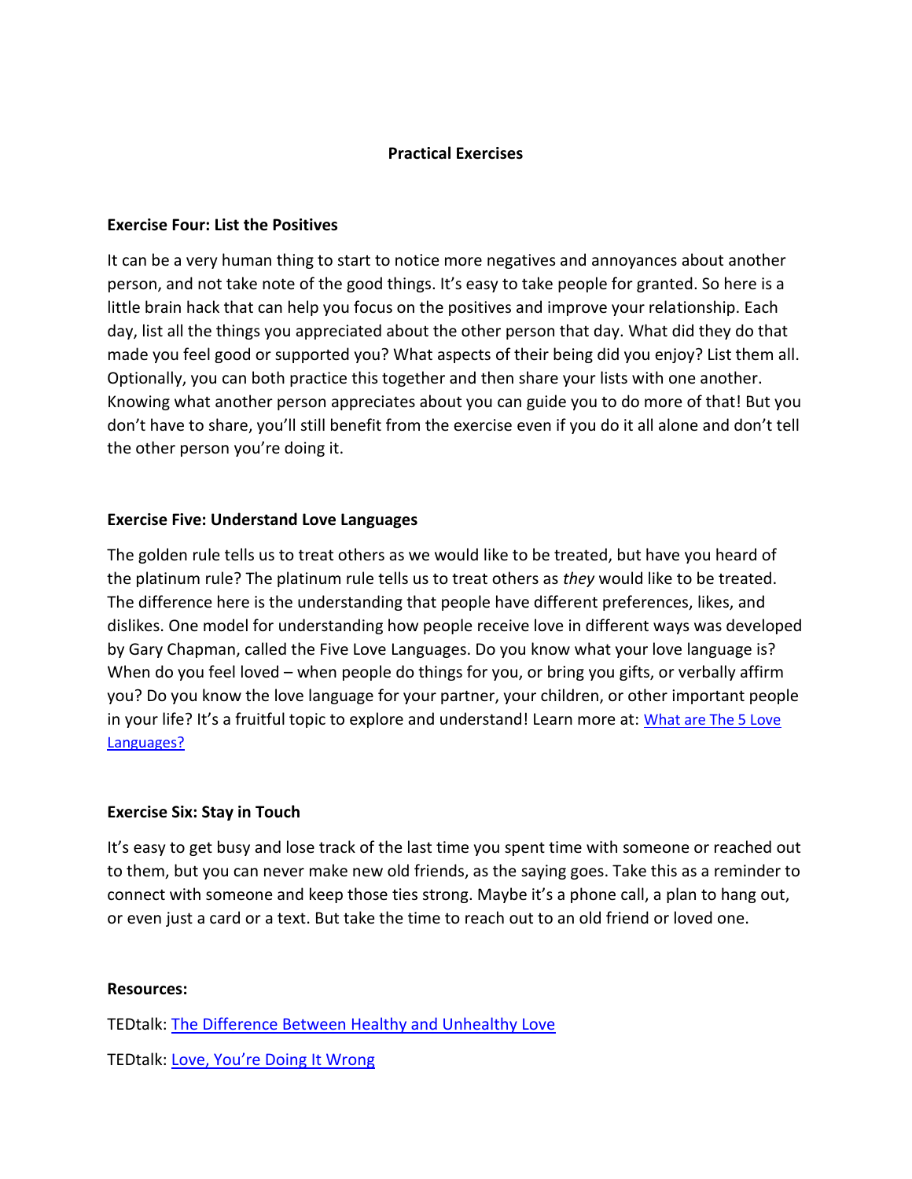## Practical Exercises

### Exercise Four: List the Positives

It can be a very human thing to start to notice more negatives and annoyances about another person, and not take note of the good things. It's easy to take people for granted. So here is a little brain hack that can help you focus on the positives and improve your relationship. Each day, list all the things you appreciated about the other person that day. What did they do that made you feel good or supported you? What aspects of their being did you enjoy? List them all. Optionally, you can both practice this together and then share your lists with one another. Knowing what another person appreciates about you can guide you to do more of that! But you don't have to share, you'll still benefit from the exercise even if you do it all alone and don't tell the other person you're doing it.

### Exercise Five: Understand Love Languages

The golden rule tells us to treat others as we would like to be treated, but have you heard of the platinum rule? The platinum rule tells us to treat others as *they* would like to be treated. The difference here is the understanding that people have different preferences, likes, and dislikes. One model for understanding how people receive love in different ways was developed by Gary Chapman, called the Five Love Languages. Do you know what your love language is? When do you feel loved – when people do things for you, or bring you gifts, or verbally affirm you? Do you know the love language for your partner, your children, or other important people in your life? It's a fruitful topic to explore and understand! Learn more at: What are The 5 Love Languages?

### Exercise Six: Stay in Touch

It's easy to get busy and lose track of the last time you spent time with someone or reached out to them, but you can never make new old friends, as the saying goes. Take this as a reminder to connect with someone and keep those ties strong. Maybe it's a phone call, a plan to hang out, or even just a card or a text. But take the time to reach out to an old friend or loved one.

**Resources:**

TEDtalk: The Difference Between Healthy and Unhealthy Love

TEDtalk: Love, You're Doing It Wrong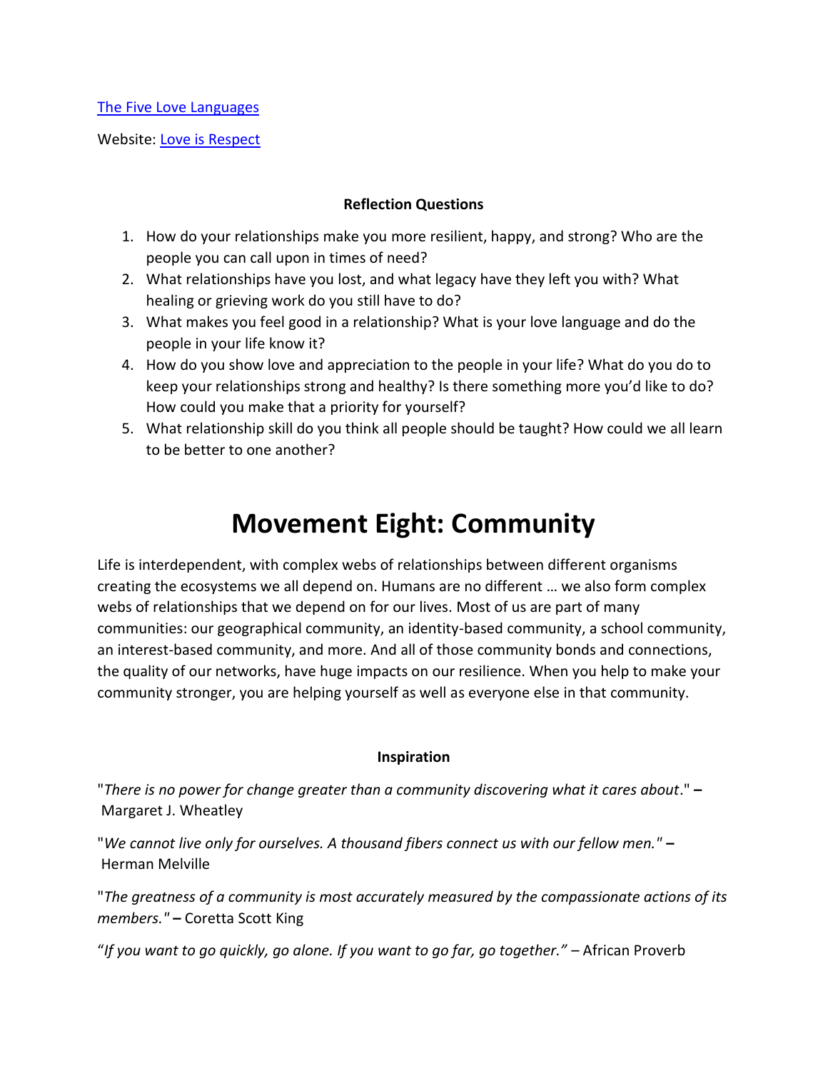[The Five Love Languages]

Website: [Love is Respect]

**Reflection Questions**

1. How do your relationships make you more resilient, happy, and strong? Who are the people you can call upon in times of need?
2. What relationships have you lost, and what legacy have they left you with? What healing or grieving work do you still have to do?
3. What makes you feel good in a relationship? What is your love language and do the people in your life know it?
4. How do you show love and appreciation to the people in your life? What do you do to keep your relationships strong and healthy? Is there something more you'd like to do? How could you make that a priority for yourself?
5. What relationship skill do you think all people should be taught? How could we all learn to be better to one another?

# Movement Eight: Community

Life is interdependent, with complex webs of relationships between different organisms creating the ecosystems we all depend on. Humans are no different … we also form complex webs of relationships that we depend on for our lives. Most of us are part of many communities: our geographical community, an identity-based community, a school community, an interest-based community, and more. And all of those community bonds and connections, the quality of our networks, have huge impacts on our resilience. When you help to make your community stronger, you are helping yourself as well as everyone else in that community.

**Inspiration**

"*There is no power for change greater than a community discovering what it cares about*." **–** Margaret J. Wheatley

"*We cannot live only for ourselves. A thousand fibers connect us with our fellow men."* **–** Herman Melville

"*The greatness of a community is most accurately measured by the compassionate actions of its members."* **–** Coretta Scott King

"*If you want to go quickly, go alone. If you want to go far, go together."* – African Proverb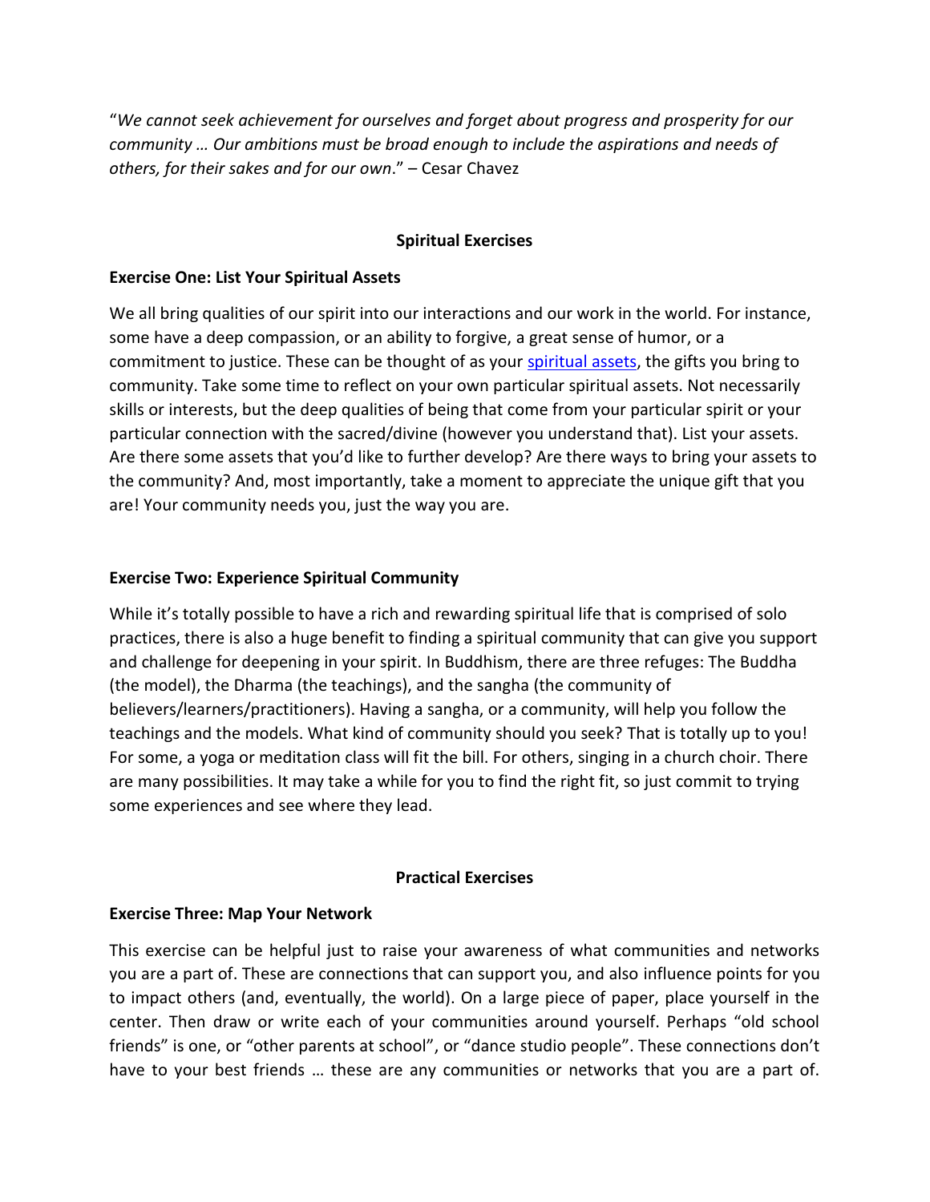"*We cannot seek achievement for ourselves and forget about progress and prosperity for our community … Our ambitions must be broad enough to include the aspirations and needs of others, for their sakes and for our own*." – Cesar Chavez

## Spiritual Exercises

### Exercise One: List Your Spiritual Assets

We all bring qualities of our spirit into our interactions and our work in the world. For instance, some have a deep compassion, or an ability to forgive, a great sense of humor, or a commitment to justice. These can be thought of as your spiritual assets, the gifts you bring to community. Take some time to reflect on your own particular spiritual assets. Not necessarily skills or interests, but the deep qualities of being that come from your particular spirit or your particular connection with the sacred/divine (however you understand that). List your assets. Are there some assets that you'd like to further develop? Are there ways to bring your assets to the community? And, most importantly, take a moment to appreciate the unique gift that you are! Your community needs you, just the way you are.

### Exercise Two: Experience Spiritual Community

While it's totally possible to have a rich and rewarding spiritual life that is comprised of solo practices, there is also a huge benefit to finding a spiritual community that can give you support and challenge for deepening in your spirit. In Buddhism, there are three refuges: The Buddha (the model), the Dharma (the teachings), and the sangha (the community of believers/learners/practitioners). Having a sangha, or a community, will help you follow the teachings and the models. What kind of community should you seek? That is totally up to you! For some, a yoga or meditation class will fit the bill. For others, singing in a church choir. There are many possibilities. It may take a while for you to find the right fit, so just commit to trying some experiences and see where they lead.

## Practical Exercises

### Exercise Three: Map Your Network

This exercise can be helpful just to raise your awareness of what communities and networks you are a part of. These are connections that can support you, and also influence points for you to impact others (and, eventually, the world). On a large piece of paper, place yourself in the center. Then draw or write each of your communities around yourself. Perhaps "old school friends" is one, or "other parents at school", or "dance studio people". These connections don't have to your best friends … these are any communities or networks that you are a part of.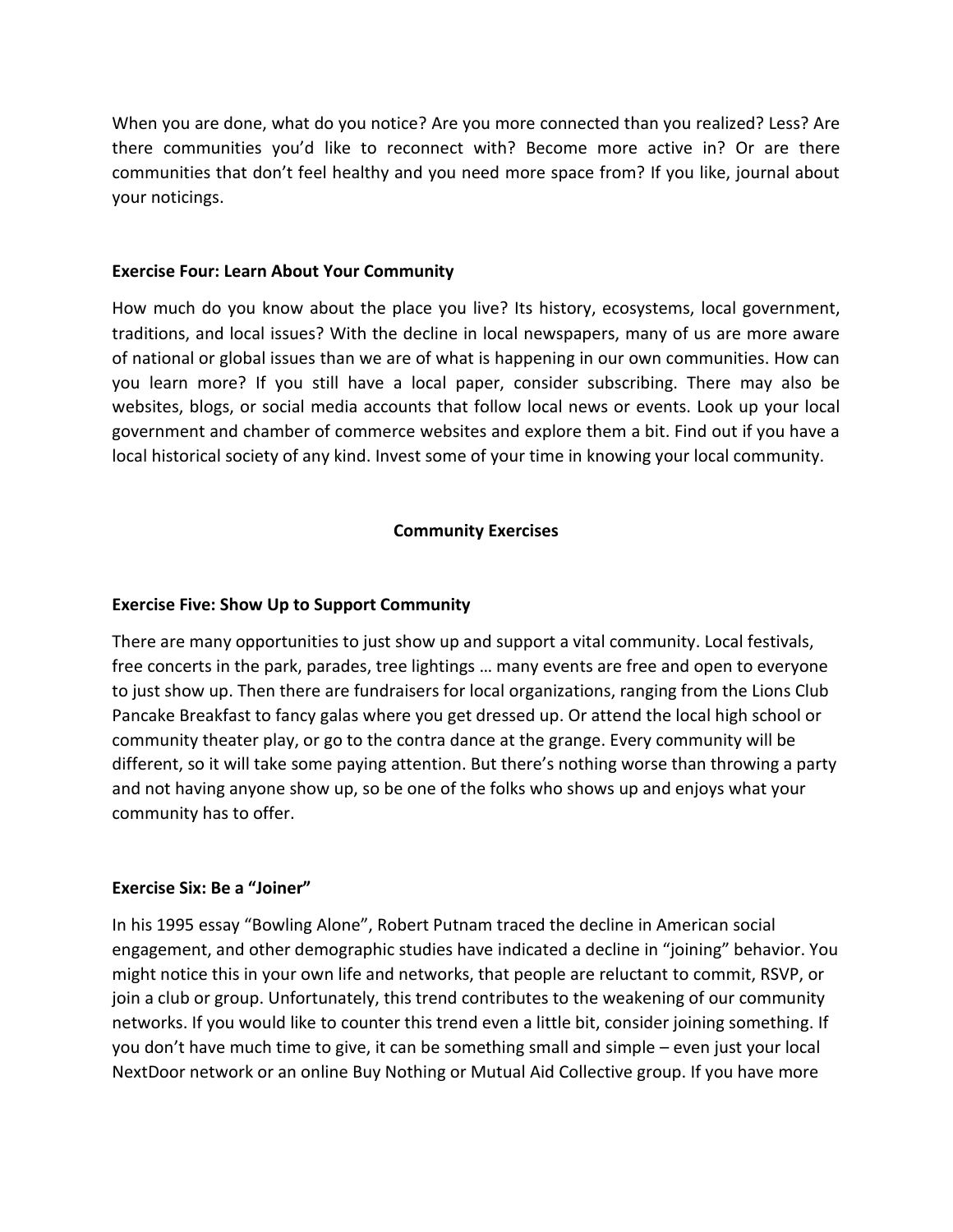When you are done, what do you notice? Are you more connected than you realized? Less? Are there communities you'd like to reconnect with? Become more active in? Or are there communities that don't feel healthy and you need more space from? If you like, journal about your noticings.

**Exercise Four: Learn About Your Community**

How much do you know about the place you live? Its history, ecosystems, local government, traditions, and local issues? With the decline in local newspapers, many of us are more aware of national or global issues than we are of what is happening in our own communities. How can you learn more? If you still have a local paper, consider subscribing. There may also be websites, blogs, or social media accounts that follow local news or events. Look up your local government and chamber of commerce websites and explore them a bit. Find out if you have a local historical society of any kind. Invest some of your time in knowing your local community.

## Community Exercises

**Exercise Five: Show Up to Support Community**

There are many opportunities to just show up and support a vital community. Local festivals, free concerts in the park, parades, tree lightings … many events are free and open to everyone to just show up. Then there are fundraisers for local organizations, ranging from the Lions Club Pancake Breakfast to fancy galas where you get dressed up. Or attend the local high school or community theater play, or go to the contra dance at the grange. Every community will be different, so it will take some paying attention. But there's nothing worse than throwing a party and not having anyone show up, so be one of the folks who shows up and enjoys what your community has to offer.

**Exercise Six: Be a "Joiner"**

In his 1995 essay "Bowling Alone", Robert Putnam traced the decline in American social engagement, and other demographic studies have indicated a decline in "joining" behavior. You might notice this in your own life and networks, that people are reluctant to commit, RSVP, or join a club or group. Unfortunately, this trend contributes to the weakening of our community networks. If you would like to counter this trend even a little bit, consider joining something. If you don't have much time to give, it can be something small and simple – even just your local NextDoor network or an online Buy Nothing or Mutual Aid Collective group. If you have more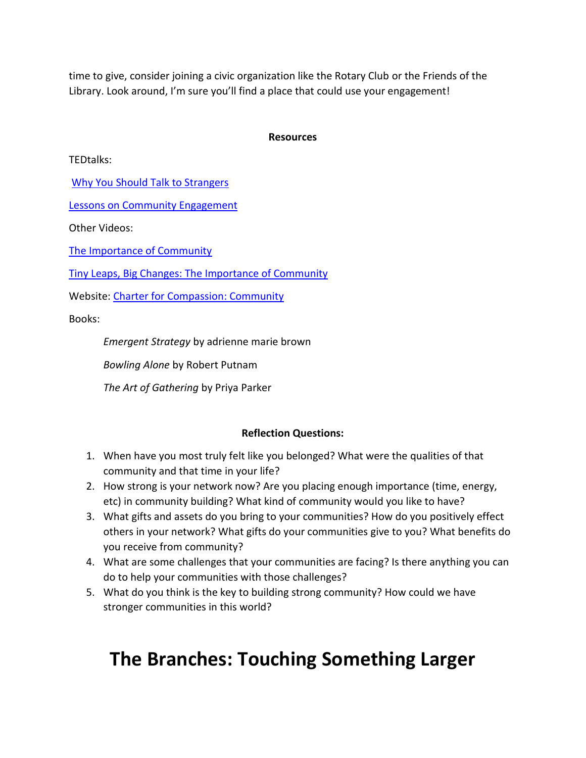time to give, consider joining a civic organization like the Rotary Club or the Friends of the Library. Look around, I'm sure you'll find a place that could use your engagement!

**Resources**

TEDtalks:

Why You Should Talk to Strangers

Lessons on Community Engagement

Other Videos:

The Importance of Community

Tiny Leaps, Big Changes: The Importance of Community

Website: Charter for Compassion: Community

Books:

*Emergent Strategy* by adrienne marie brown

*Bowling Alone* by Robert Putnam

*The Art of Gathering* by Priya Parker

**Reflection Questions:**

1. When have you most truly felt like you belonged? What were the qualities of that community and that time in your life?
2. How strong is your network now? Are you placing enough importance (time, energy, etc) in community building? What kind of community would you like to have?
3. What gifts and assets do you bring to your communities? How do you positively effect others in your network? What gifts do your communities give to you? What benefits do you receive from community?
4. What are some challenges that your communities are facing? Is there anything you can do to help your communities with those challenges?
5. What do you think is the key to building strong community? How could we have stronger communities in this world?

# The Branches: Touching Something Larger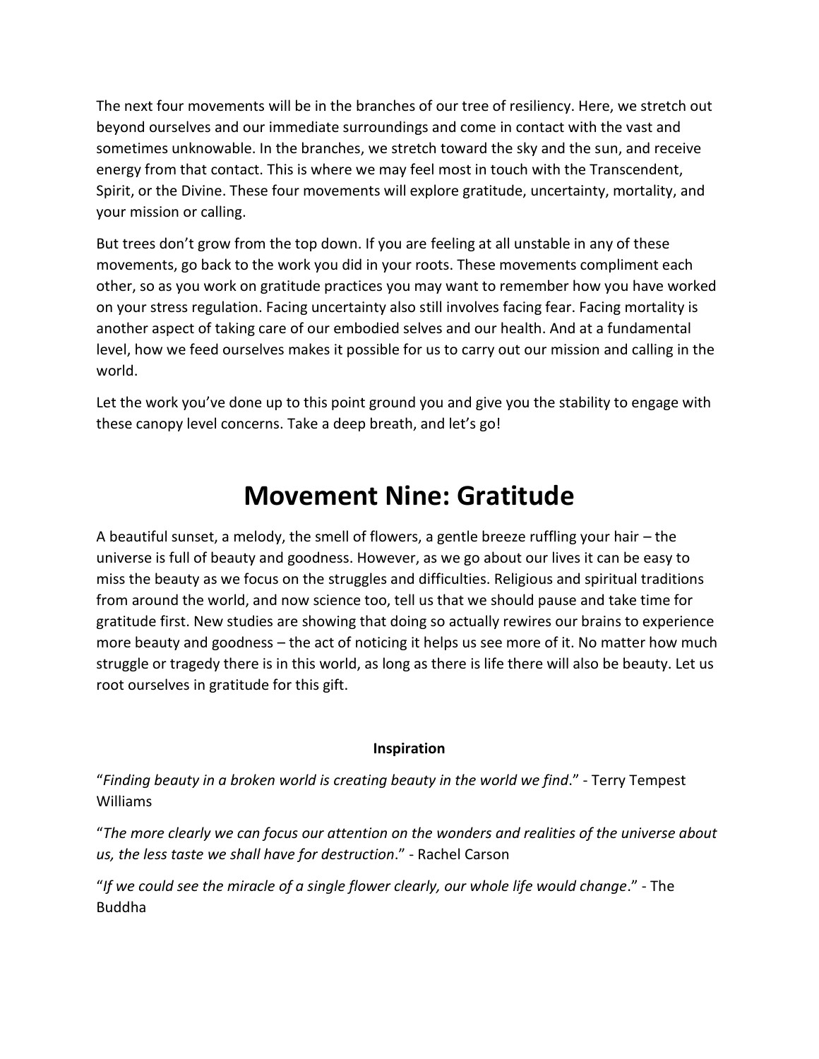The next four movements will be in the branches of our tree of resiliency. Here, we stretch out beyond ourselves and our immediate surroundings and come in contact with the vast and sometimes unknowable. In the branches, we stretch toward the sky and the sun, and receive energy from that contact. This is where we may feel most in touch with the Transcendent, Spirit, or the Divine. These four movements will explore gratitude, uncertainty, mortality, and your mission or calling.

But trees don't grow from the top down. If you are feeling at all unstable in any of these movements, go back to the work you did in your roots. These movements compliment each other, so as you work on gratitude practices you may want to remember how you have worked on your stress regulation. Facing uncertainty also still involves facing fear. Facing mortality is another aspect of taking care of our embodied selves and our health. And at a fundamental level, how we feed ourselves makes it possible for us to carry out our mission and calling in the world.

Let the work you've done up to this point ground you and give you the stability to engage with these canopy level concerns. Take a deep breath, and let's go!

# Movement Nine: Gratitude

A beautiful sunset, a melody, the smell of flowers, a gentle breeze ruffling your hair – the universe is full of beauty and goodness. However, as we go about our lives it can be easy to miss the beauty as we focus on the struggles and difficulties. Religious and spiritual traditions from around the world, and now science too, tell us that we should pause and take time for gratitude first. New studies are showing that doing so actually rewires our brains to experience more beauty and goodness – the act of noticing it helps us see more of it. No matter how much struggle or tragedy there is in this world, as long as there is life there will also be beauty. Let us root ourselves in gratitude for this gift.

**Inspiration**

"*Finding beauty in a broken world is creating beauty in the world we find*." - Terry Tempest Williams

"*The more clearly we can focus our attention on the wonders and realities of the universe about us, the less taste we shall have for destruction*." - Rachel Carson

"*If we could see the miracle of a single flower clearly, our whole life would change*." - The Buddha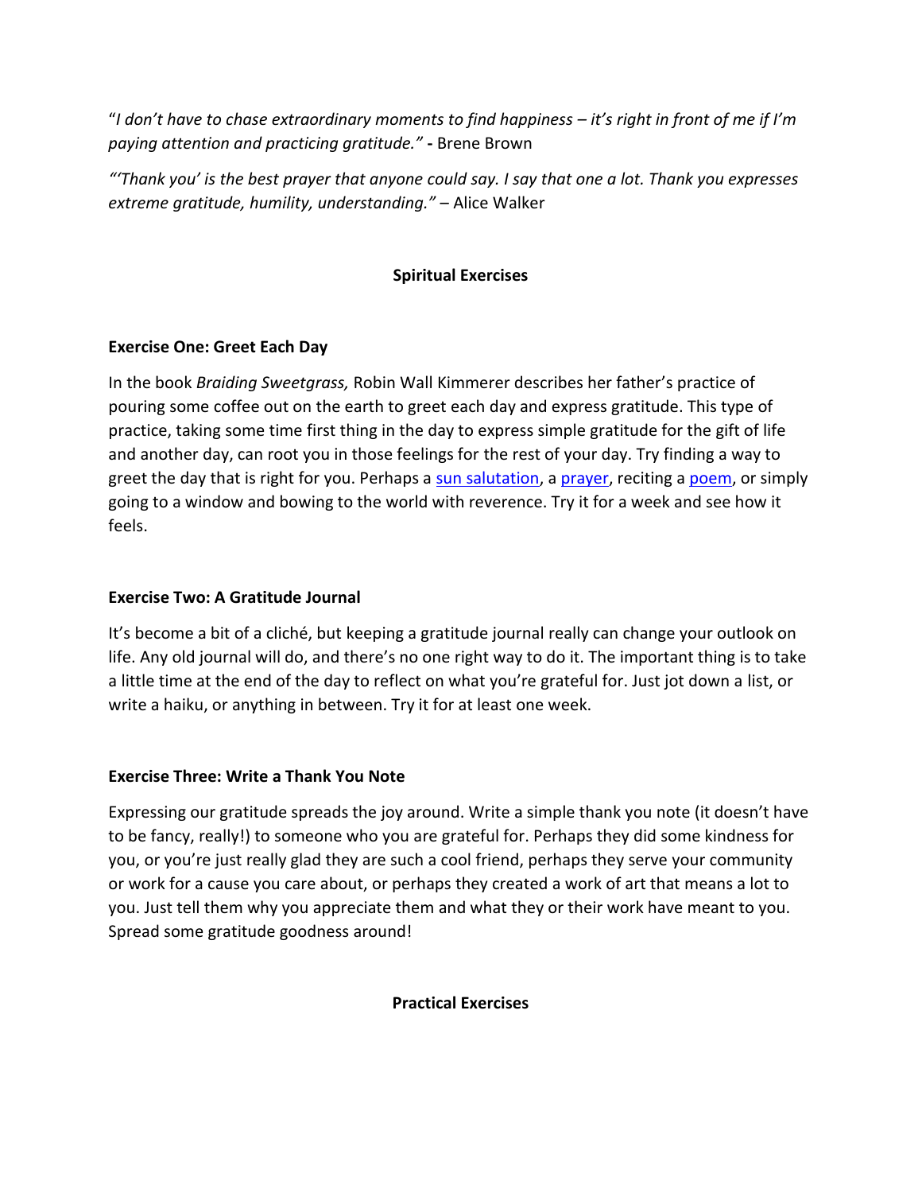"*I don't have to chase extraordinary moments to find happiness – it's right in front of me if I'm paying attention and practicing gratitude."* **-** Brene Brown

*"'Thank you' is the best prayer that anyone could say. I say that one a lot. Thank you expresses extreme gratitude, humility, understanding."* – Alice Walker

## Spiritual Exercises

### Exercise One: Greet Each Day

In the book *Braiding Sweetgrass,* Robin Wall Kimmerer describes her father's practice of pouring some coffee out on the earth to greet each day and express gratitude. This type of practice, taking some time first thing in the day to express simple gratitude for the gift of life and another day, can root you in those feelings for the rest of your day. Try finding a way to greet the day that is right for you. Perhaps a sun salutation, a prayer, reciting a poem, or simply going to a window and bowing to the world with reverence. Try it for a week and see how it feels.

### Exercise Two: A Gratitude Journal

It's become a bit of a cliché, but keeping a gratitude journal really can change your outlook on life. Any old journal will do, and there's no one right way to do it. The important thing is to take a little time at the end of the day to reflect on what you're grateful for. Just jot down a list, or write a haiku, or anything in between. Try it for at least one week.

### Exercise Three: Write a Thank You Note

Expressing our gratitude spreads the joy around. Write a simple thank you note (it doesn't have to be fancy, really!) to someone who you are grateful for. Perhaps they did some kindness for you, or you're just really glad they are such a cool friend, perhaps they serve your community or work for a cause you care about, or perhaps they created a work of art that means a lot to you. Just tell them why you appreciate them and what they or their work have meant to you. Spread some gratitude goodness around!

## Practical Exercises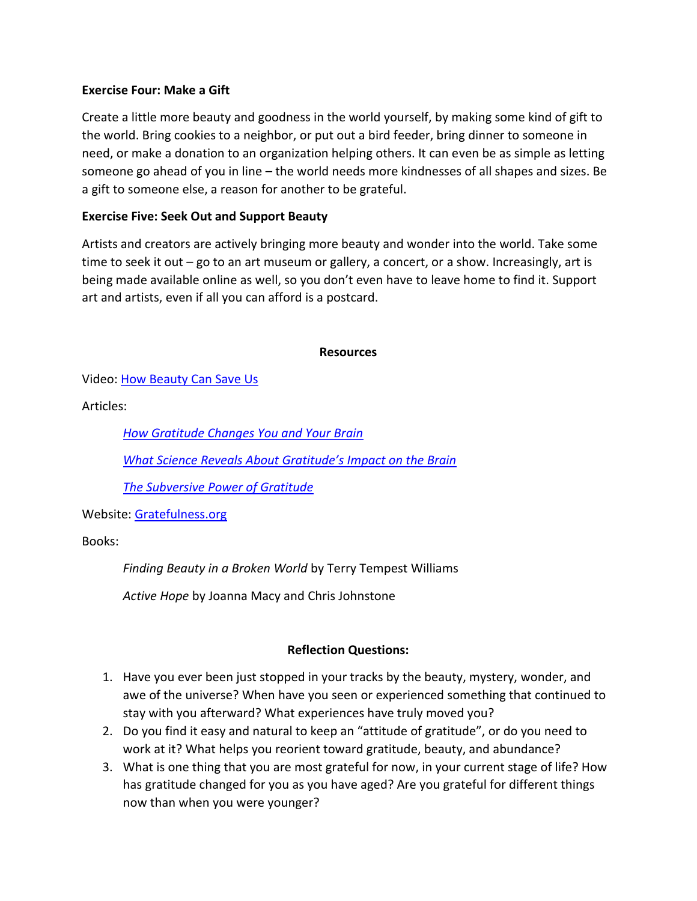**Exercise Four: Make a Gift**

Create a little more beauty and goodness in the world yourself, by making some kind of gift to the world. Bring cookies to a neighbor, or put out a bird feeder, bring dinner to someone in need, or make a donation to an organization helping others. It can even be as simple as letting someone go ahead of you in line – the world needs more kindnesses of all shapes and sizes. Be a gift to someone else, a reason for another to be grateful.

**Exercise Five: Seek Out and Support Beauty**

Artists and creators are actively bringing more beauty and wonder into the world. Take some time to seek it out – go to an art museum or gallery, a concert, or a show. Increasingly, art is being made available online as well, so you don't even have to leave home to find it. Support art and artists, even if all you can afford is a postcard.

**Resources**

Video: How Beauty Can Save Us

Articles:

*How Gratitude Changes You and Your Brain*

*What Science Reveals About Gratitude's Impact on the Brain*

*The Subversive Power of Gratitude*

Website: Gratefulness.org

Books:

*Finding Beauty in a Broken World* by Terry Tempest Williams

*Active Hope* by Joanna Macy and Chris Johnstone

**Reflection Questions:**

1. Have you ever been just stopped in your tracks by the beauty, mystery, wonder, and awe of the universe? When have you seen or experienced something that continued to stay with you afterward? What experiences have truly moved you?
2. Do you find it easy and natural to keep an "attitude of gratitude", or do you need to work at it? What helps you reorient toward gratitude, beauty, and abundance?
3. What is one thing that you are most grateful for now, in your current stage of life? How has gratitude changed for you as you have aged? Are you grateful for different things now than when you were younger?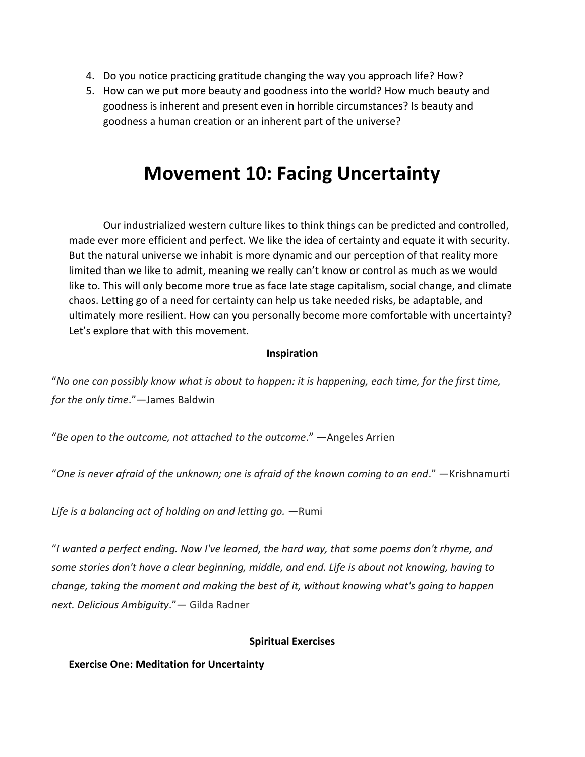4. Do you notice practicing gratitude changing the way you approach life? How?
5. How can we put more beauty and goodness into the world? How much beauty and goodness is inherent and present even in horrible circumstances? Is beauty and goodness a human creation or an inherent part of the universe?

# Movement 10: Facing Uncertainty

Our industrialized western culture likes to think things can be predicted and controlled, made ever more efficient and perfect. We like the idea of certainty and equate it with security. But the natural universe we inhabit is more dynamic and our perception of that reality more limited than we like to admit, meaning we really can't know or control as much as we would like to. This will only become more true as face late stage capitalism, social change, and climate chaos. Letting go of a need for certainty can help us take needed risks, be adaptable, and ultimately more resilient. How can you personally become more comfortable with uncertainty? Let's explore that with this movement.

**Inspiration**

"*No one can possibly know what is about to happen: it is happening, each time, for the first time, for the only time*."—James Baldwin

"*Be open to the outcome, not attached to the outcome*." —Angeles Arrien

"*One is never afraid of the unknown; one is afraid of the known coming to an end*." —Krishnamurti

*Life is a balancing act of holding on and letting go.* —Rumi

"*I wanted a perfect ending. Now I've learned, the hard way, that some poems don't rhyme, and some stories don't have a clear beginning, middle, and end. Life is about not knowing, having to change, taking the moment and making the best of it, without knowing what's going to happen next. Delicious Ambiguity*."— Gilda Radner

**Spiritual Exercises**

**Exercise One: Meditation for Uncertainty**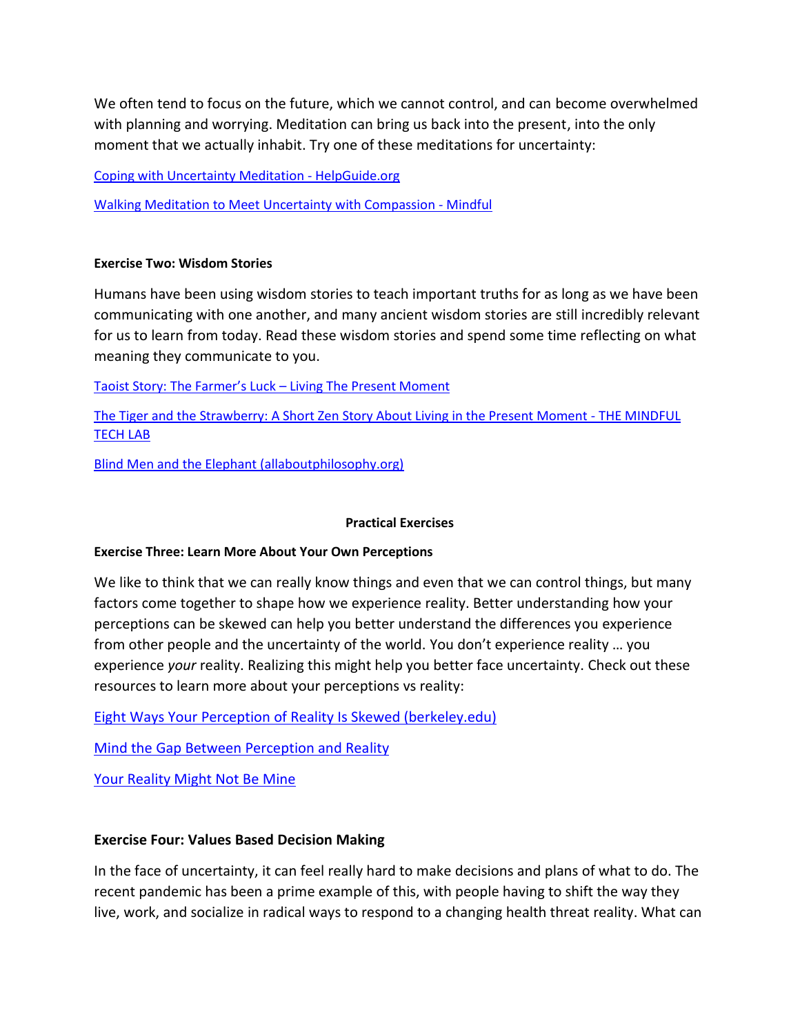We often tend to focus on the future, which we cannot control, and can become overwhelmed with planning and worrying. Meditation can bring us back into the present, into the only moment that we actually inhabit. Try one of these meditations for uncertainty:

Coping with Uncertainty Meditation - HelpGuide.org

Walking Meditation to Meet Uncertainty with Compassion - Mindful

**Exercise Two: Wisdom Stories**

Humans have been using wisdom stories to teach important truths for as long as we have been communicating with one another, and many ancient wisdom stories are still incredibly relevant for us to learn from today. Read these wisdom stories and spend some time reflecting on what meaning they communicate to you.

Taoist Story: The Farmer's Luck – Living The Present Moment

The Tiger and the Strawberry: A Short Zen Story About Living in the Present Moment - THE MINDFUL TECH LAB

Blind Men and the Elephant (allaboutphilosophy.org)

**Practical Exercises**

**Exercise Three: Learn More About Your Own Perceptions**

We like to think that we can really know things and even that we can control things, but many factors come together to shape how we experience reality. Better understanding how your perceptions can be skewed can help you better understand the differences you experience from other people and the uncertainty of the world. You don't experience reality … you experience *your* reality. Realizing this might help you better face uncertainty. Check out these resources to learn more about your perceptions vs reality:

Eight Ways Your Perception of Reality Is Skewed (berkeley.edu)

Mind the Gap Between Perception and Reality

Your Reality Might Not Be Mine

**Exercise Four: Values Based Decision Making**

In the face of uncertainty, it can feel really hard to make decisions and plans of what to do. The recent pandemic has been a prime example of this, with people having to shift the way they live, work, and socialize in radical ways to respond to a changing health threat reality. What can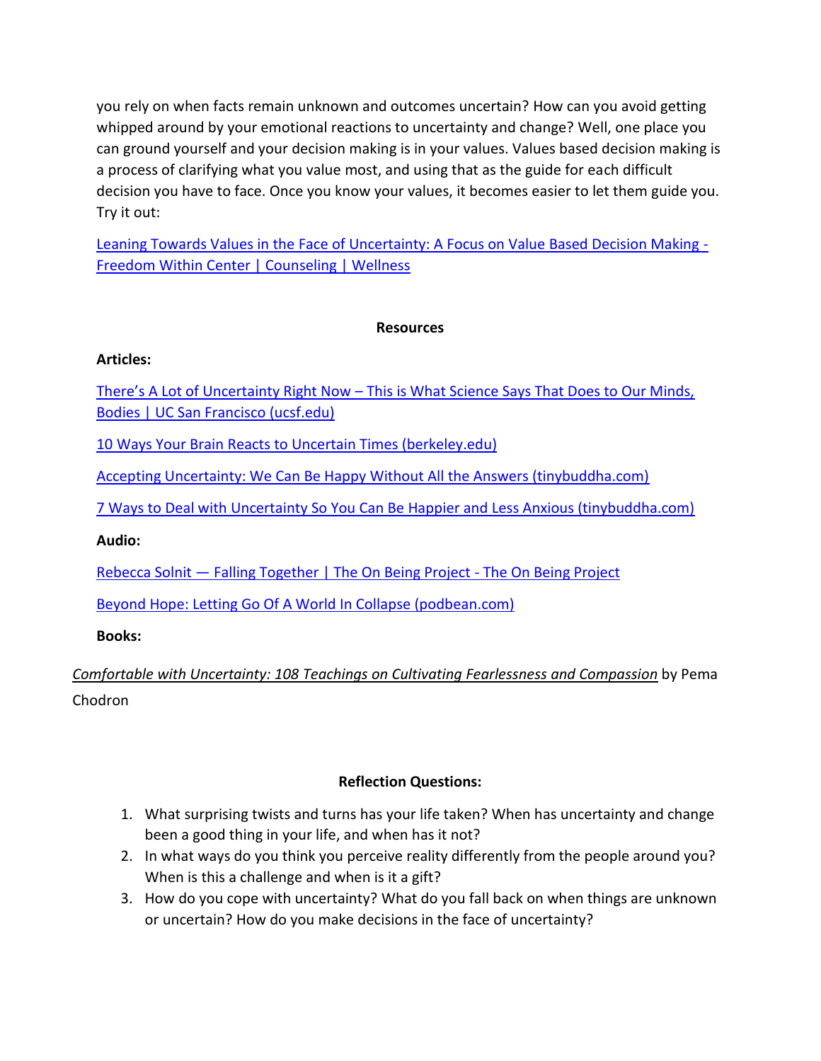you rely on when facts remain unknown and outcomes uncertain? How can you avoid getting whipped around by your emotional reactions to uncertainty and change? Well, one place you can ground yourself and your decision making is in your values. Values based decision making is a process of clarifying what you value most, and using that as the guide for each difficult decision you have to face. Once you know your values, it becomes easier to let them guide you. Try it out:

Leaning Towards Values in the Face of Uncertainty: A Focus on Value Based Decision Making - Freedom Within Center | Counseling | Wellness

**Resources**

**Articles:**

There's A Lot of Uncertainty Right Now – This is What Science Says That Does to Our Minds, Bodies | UC San Francisco (ucsf.edu)

10 Ways Your Brain Reacts to Uncertain Times (berkeley.edu)

Accepting Uncertainty: We Can Be Happy Without All the Answers (tinybuddha.com)

7 Ways to Deal with Uncertainty So You Can Be Happier and Less Anxious (tinybuddha.com)

**Audio:**

Rebecca Solnit — Falling Together | The On Being Project - The On Being Project

Beyond Hope: Letting Go Of A World In Collapse (podbean.com)

**Books:**

*Comfortable with Uncertainty: 108 Teachings on Cultivating Fearlessness and Compassion* by Pema Chodron

**Reflection Questions:**

1. What surprising twists and turns has your life taken? When has uncertainty and change been a good thing in your life, and when has it not?
2. In what ways do you think you perceive reality differently from the people around you? When is this a challenge and when is it a gift?
3. How do you cope with uncertainty? What do you fall back on when things are unknown or uncertain? How do you make decisions in the face of uncertainty?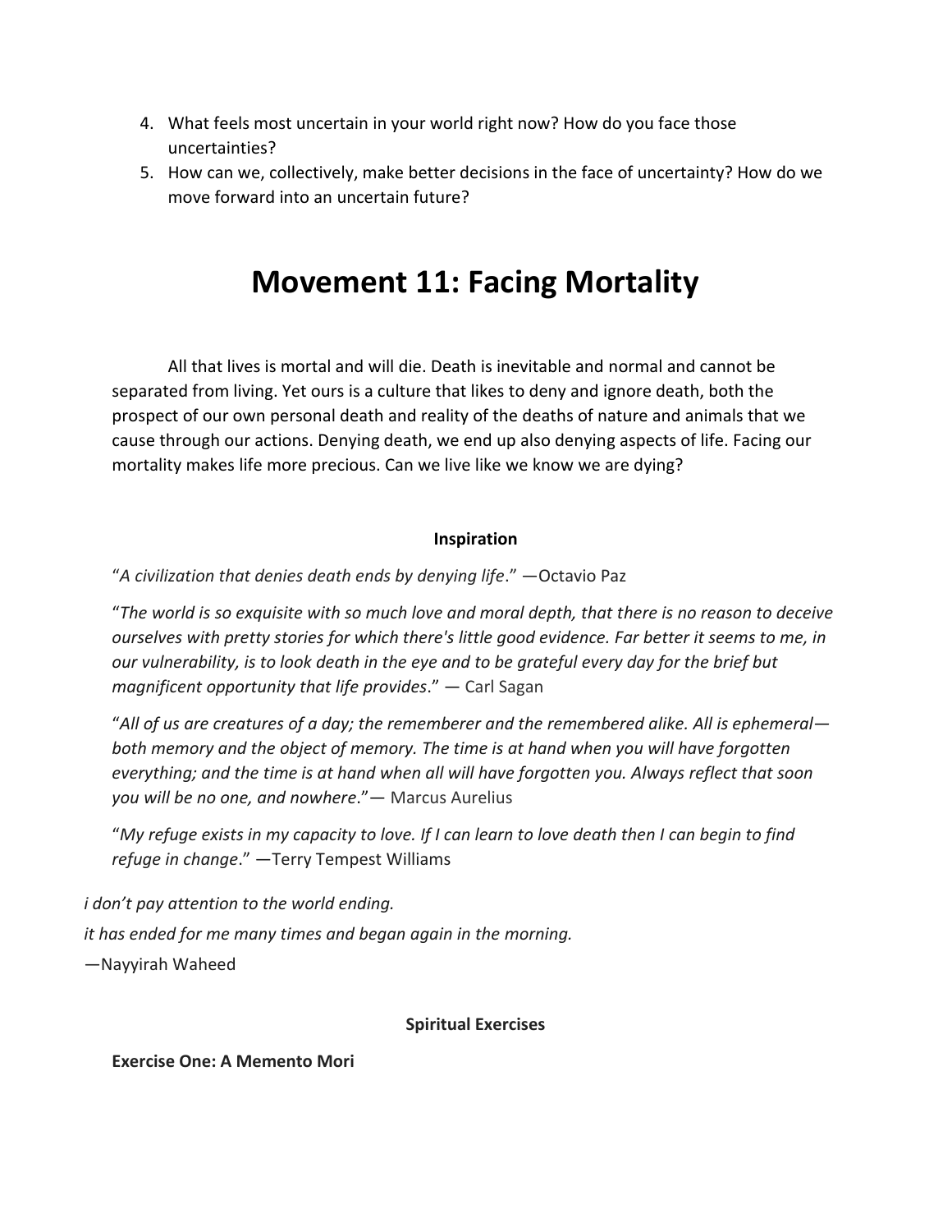4. What feels most uncertain in your world right now? How do you face those uncertainties?
5. How can we, collectively, make better decisions in the face of uncertainty? How do we move forward into an uncertain future?

# Movement 11: Facing Mortality

All that lives is mortal and will die. Death is inevitable and normal and cannot be separated from living. Yet ours is a culture that likes to deny and ignore death, both the prospect of our own personal death and reality of the deaths of nature and animals that we cause through our actions. Denying death, we end up also denying aspects of life. Facing our mortality makes life more precious. Can we live like we know we are dying?

**Inspiration**

"*A civilization that denies death ends by denying life*." —Octavio Paz

"*The world is so exquisite with so much love and moral depth, that there is no reason to deceive ourselves with pretty stories for which there's little good evidence. Far better it seems to me, in our vulnerability, is to look death in the eye and to be grateful every day for the brief but magnificent opportunity that life provides*." — Carl Sagan

"*All of us are creatures of a day; the rememberer and the remembered alike. All is ephemeral—both memory and the object of memory. The time is at hand when you will have forgotten everything; and the time is at hand when all will have forgotten you. Always reflect that soon you will be no one, and nowhere*."— Marcus Aurelius

"*My refuge exists in my capacity to love. If I can learn to love death then I can begin to find refuge in change*." —Terry Tempest Williams

*i don't pay attention to the world ending.*

*it has ended for me many times and began again in the morning.*

—Nayyirah Waheed

**Spiritual Exercises**

**Exercise One: A Memento Mori**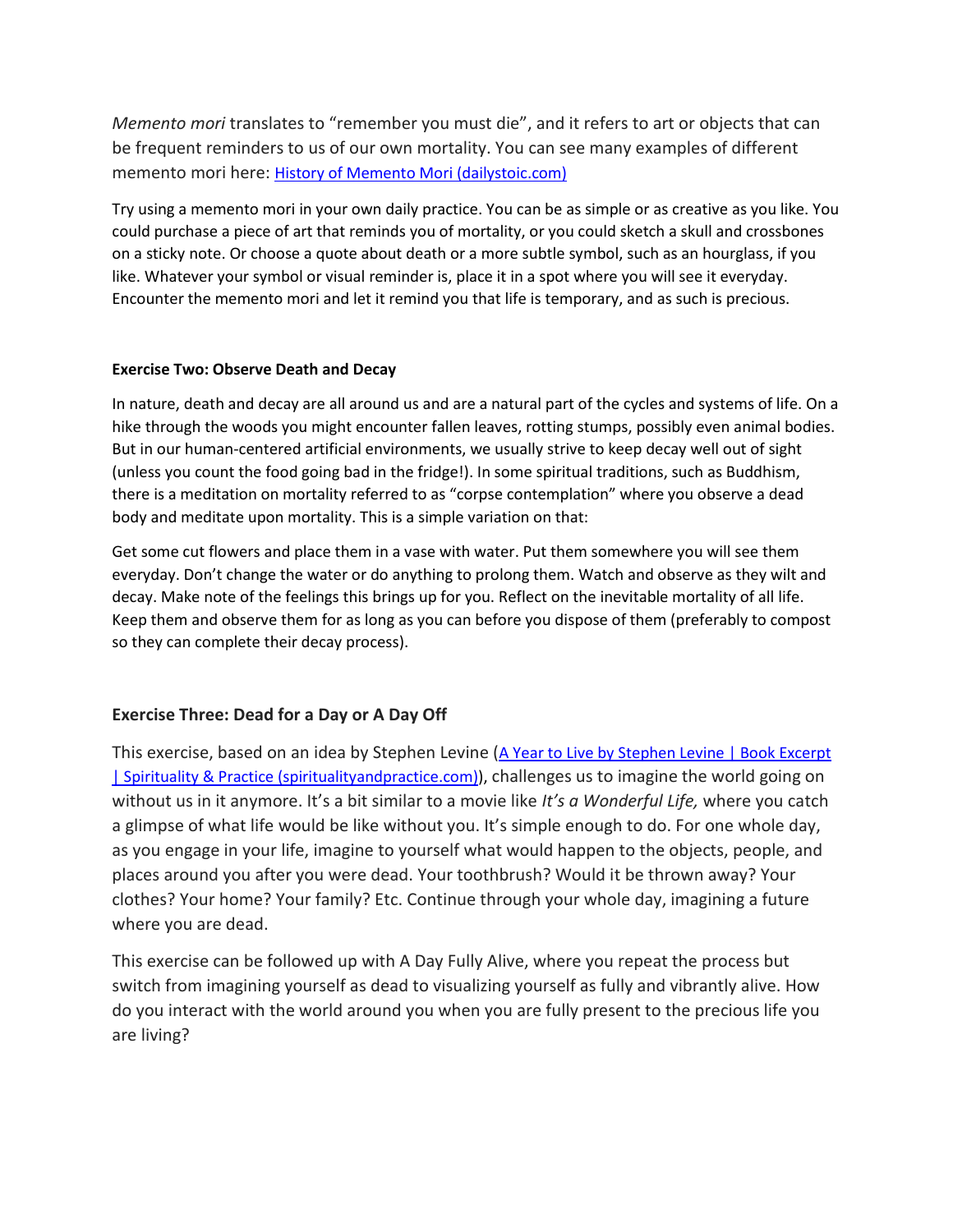*Memento mori* translates to "remember you must die", and it refers to art or objects that can be frequent reminders to us of our own mortality. You can see many examples of different memento mori here: [History of Memento Mori (dailystoic.com)](dailystoic.com)

Try using a memento mori in your own daily practice. You can be as simple or as creative as you like. You could purchase a piece of art that reminds you of mortality, or you could sketch a skull and crossbones on a sticky note. Or choose a quote about death or a more subtle symbol, such as an hourglass, if you like. Whatever your symbol or visual reminder is, place it in a spot where you will see it everyday. Encounter the memento mori and let it remind you that life is temporary, and as such is precious.

**Exercise Two: Observe Death and Decay**

In nature, death and decay are all around us and are a natural part of the cycles and systems of life. On a hike through the woods you might encounter fallen leaves, rotting stumps, possibly even animal bodies. But in our human-centered artificial environments, we usually strive to keep decay well out of sight (unless you count the food going bad in the fridge!). In some spiritual traditions, such as Buddhism, there is a meditation on mortality referred to as "corpse contemplation" where you observe a dead body and meditate upon mortality. This is a simple variation on that:

Get some cut flowers and place them in a vase with water. Put them somewhere you will see them everyday. Don't change the water or do anything to prolong them. Watch and observe as they wilt and decay. Make note of the feelings this brings up for you. Reflect on the inevitable mortality of all life. Keep them and observe them for as long as you can before you dispose of them (preferably to compost so they can complete their decay process).

### Exercise Three: Dead for a Day or A Day Off

This exercise, based on an idea by Stephen Levine ([A Year to Live by Stephen Levine | Book Excerpt | Spirituality & Practice (spiritualityandpractice.com)](spiritualityandpractice.com)), challenges us to imagine the world going on without us in it anymore. It's a bit similar to a movie like *It's a Wonderful Life,* where you catch a glimpse of what life would be like without you. It's simple enough to do. For one whole day, as you engage in your life, imagine to yourself what would happen to the objects, people, and places around you after you were dead. Your toothbrush? Would it be thrown away? Your clothes? Your home? Your family? Etc. Continue through your whole day, imagining a future where you are dead.

This exercise can be followed up with A Day Fully Alive, where you repeat the process but switch from imagining yourself as dead to visualizing yourself as fully and vibrantly alive. How do you interact with the world around you when you are fully present to the precious life you are living?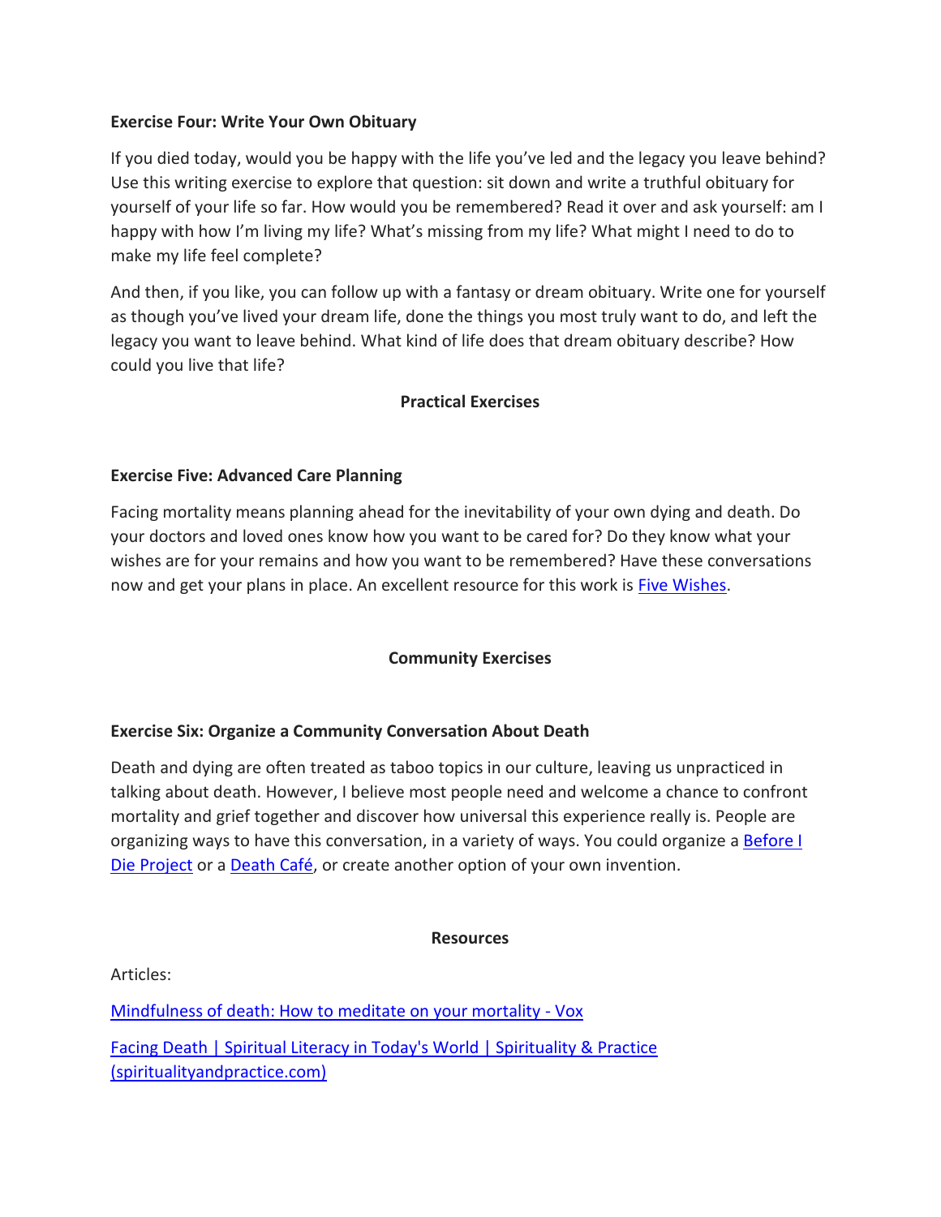**Exercise Four: Write Your Own Obituary**

If you died today, would you be happy with the life you've led and the legacy you leave behind? Use this writing exercise to explore that question: sit down and write a truthful obituary for yourself of your life so far. How would you be remembered? Read it over and ask yourself: am I happy with how I'm living my life? What's missing from my life? What might I need to do to make my life feel complete?

And then, if you like, you can follow up with a fantasy or dream obituary. Write one for yourself as though you've lived your dream life, done the things you most truly want to do, and left the legacy you want to leave behind. What kind of life does that dream obituary describe? How could you live that life?

## Practical Exercises

**Exercise Five: Advanced Care Planning**

Facing mortality means planning ahead for the inevitability of your own dying and death. Do your doctors and loved ones know how you want to be cared for? Do they know what your wishes are for your remains and how you want to be remembered? Have these conversations now and get your plans in place. An excellent resource for this work is [Five Wishes].

## Community Exercises

**Exercise Six: Organize a Community Conversation About Death**

Death and dying are often treated as taboo topics in our culture, leaving us unpracticed in talking about death. However, I believe most people need and welcome a chance to confront mortality and grief together and discover how universal this experience really is. People are organizing ways to have this conversation, in a variety of ways. You could organize a [Before I Die Project] or a [Death Café], or create another option of your own invention.

## Resources

Articles:

[Mindfulness of death: How to meditate on your mortality - Vox]

[Facing Death | Spiritual Literacy in Today's World | Spirituality & Practice (spiritualityandpractice.com)]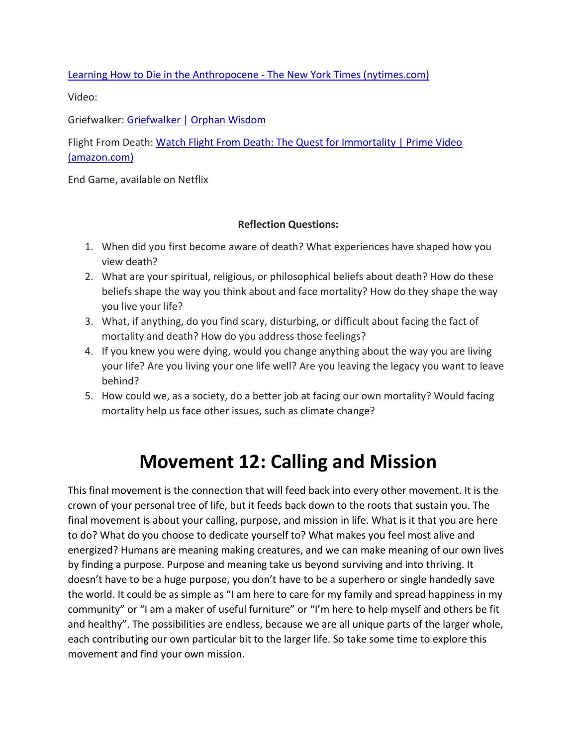[Learning How to Die in the Anthropocene - The New York Times (nytimes.com)]

Video:

Griefwalker: [Griefwalker | Orphan Wisdom]

Flight From Death: [Watch Flight From Death: The Quest for Immortality | Prime Video (amazon.com)]

End Game, available on Netflix

**Reflection Questions:**

1. When did you first become aware of death? What experiences have shaped how you view death?
2. What are your spiritual, religious, or philosophical beliefs about death? How do these beliefs shape the way you think about and face mortality? How do they shape the way you live your life?
3. What, if anything, do you find scary, disturbing, or difficult about facing the fact of mortality and death? How do you address those feelings?
4. If you knew you were dying, would you change anything about the way you are living your life? Are you living your one life well? Are you leaving the legacy you want to leave behind?
5. How could we, as a society, do a better job at facing our own mortality? Would facing mortality help us face other issues, such as climate change?

# Movement 12: Calling and Mission

This final movement is the connection that will feed back into every other movement. It is the crown of your personal tree of life, but it feeds back down to the roots that sustain you. The final movement is about your calling, purpose, and mission in life. What is it that you are here to do? What do you choose to dedicate yourself to? What makes you feel most alive and energized? Humans are meaning making creatures, and we can make meaning of our own lives by finding a purpose. Purpose and meaning take us beyond surviving and into thriving. It doesn't have to be a huge purpose, you don't have to be a superhero or single handedly save the world. It could be as simple as "I am here to care for my family and spread happiness in my community" or "I am a maker of useful furniture" or "I'm here to help myself and others be fit and healthy". The possibilities are endless, because we are all unique parts of the larger whole, each contributing our own particular bit to the larger life. So take some time to explore this movement and find your own mission.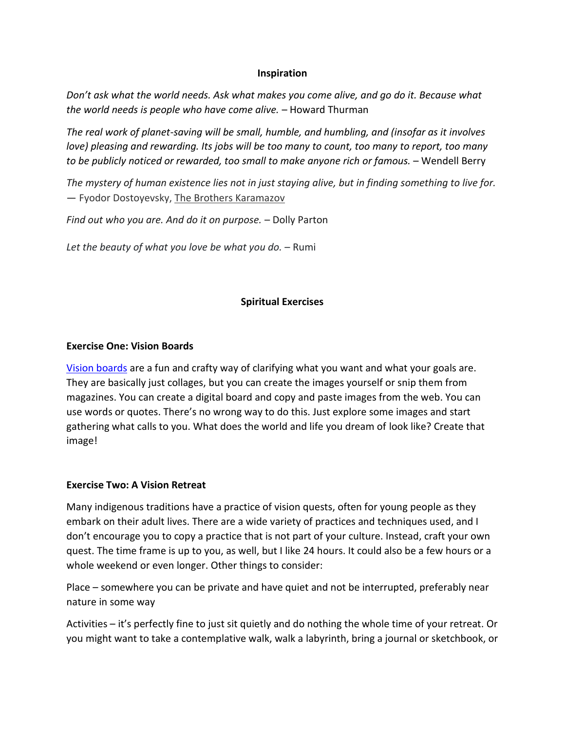## Inspiration

*Don't ask what the world needs. Ask what makes you come alive, and go do it. Because what the world needs is people who have come alive.* – Howard Thurman

*The real work of planet-saving will be small, humble, and humbling, and (insofar as it involves love) pleasing and rewarding. Its jobs will be too many to count, too many to report, too many to be publicly noticed or rewarded, too small to make anyone rich or famous.* – Wendell Berry

*The mystery of human existence lies not in just staying alive, but in finding something to live for.* — Fyodor Dostoyevsky, The Brothers Karamazov

*Find out who you are. And do it on purpose.* – Dolly Parton

*Let the beauty of what you love be what you do.* – Rumi

## Spiritual Exercises

### Exercise One: Vision Boards

Vision boards are a fun and crafty way of clarifying what you want and what your goals are. They are basically just collages, but you can create the images yourself or snip them from magazines. You can create a digital board and copy and paste images from the web. You can use words or quotes. There's no wrong way to do this. Just explore some images and start gathering what calls to you. What does the world and life you dream of look like? Create that image!

### Exercise Two: A Vision Retreat

Many indigenous traditions have a practice of vision quests, often for young people as they embark on their adult lives. There are a wide variety of practices and techniques used, and I don't encourage you to copy a practice that is not part of your culture. Instead, craft your own quest. The time frame is up to you, as well, but I like 24 hours. It could also be a few hours or a whole weekend or even longer. Other things to consider:

Place – somewhere you can be private and have quiet and not be interrupted, preferably near nature in some way

Activities – it's perfectly fine to just sit quietly and do nothing the whole time of your retreat. Or you might want to take a contemplative walk, walk a labyrinth, bring a journal or sketchbook, or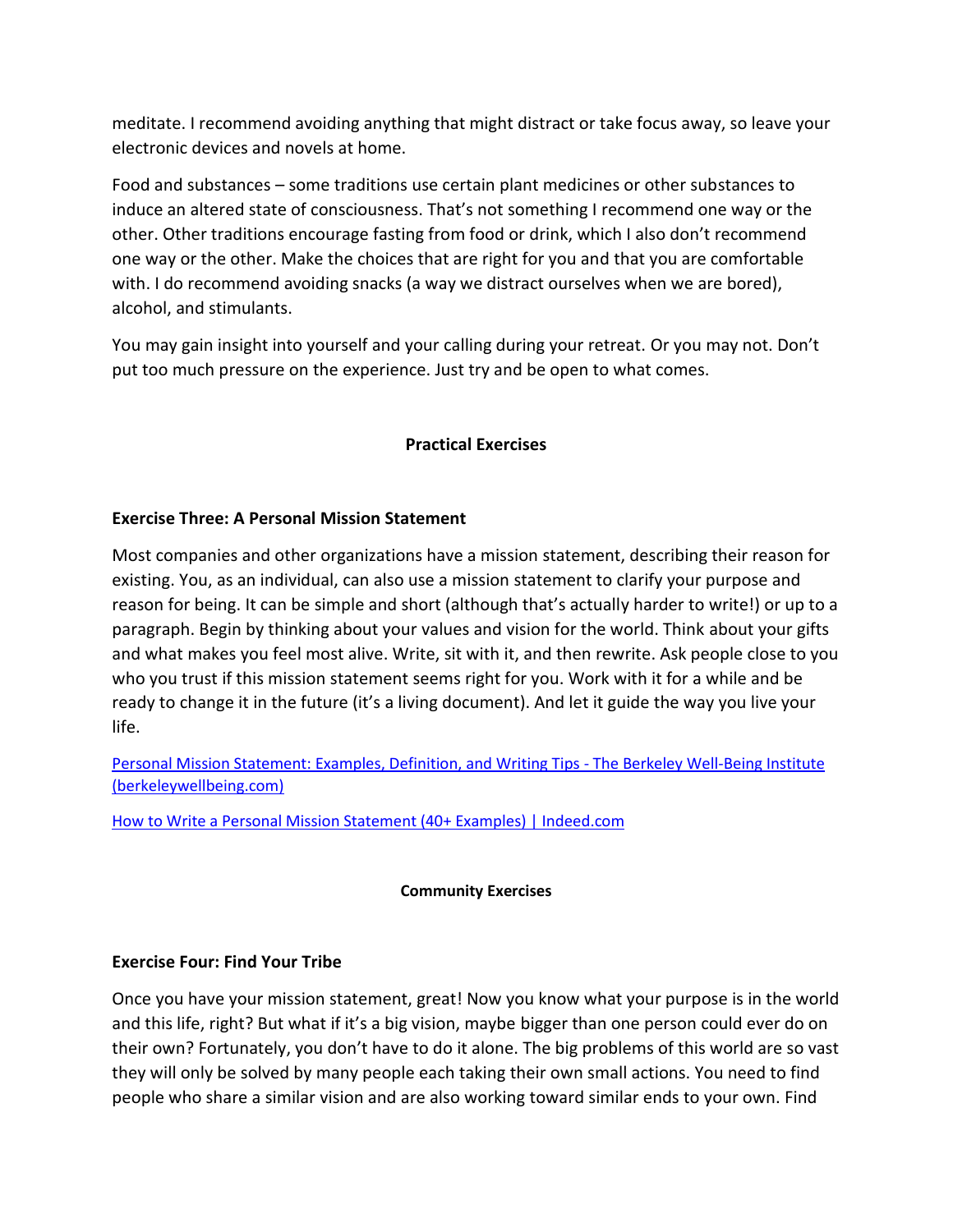meditate. I recommend avoiding anything that might distract or take focus away, so leave your electronic devices and novels at home.

Food and substances – some traditions use certain plant medicines or other substances to induce an altered state of consciousness. That's not something I recommend one way or the other. Other traditions encourage fasting from food or drink, which I also don't recommend one way or the other. Make the choices that are right for you and that you are comfortable with. I do recommend avoiding snacks (a way we distract ourselves when we are bored), alcohol, and stimulants.

You may gain insight into yourself and your calling during your retreat. Or you may not. Don't put too much pressure on the experience. Just try and be open to what comes.

## Practical Exercises

### Exercise Three: A Personal Mission Statement

Most companies and other organizations have a mission statement, describing their reason for existing. You, as an individual, can also use a mission statement to clarify your purpose and reason for being. It can be simple and short (although that's actually harder to write!) or up to a paragraph. Begin by thinking about your values and vision for the world. Think about your gifts and what makes you feel most alive. Write, sit with it, and then rewrite. Ask people close to you who you trust if this mission statement seems right for you. Work with it for a while and be ready to change it in the future (it's a living document). And let it guide the way you live your life.

[Personal Mission Statement: Examples, Definition, and Writing Tips - The Berkeley Well-Being Institute (berkeleywellbeing.com)]()

[How to Write a Personal Mission Statement (40+ Examples) | Indeed.com]()

## Community Exercises

### Exercise Four: Find Your Tribe

Once you have your mission statement, great! Now you know what your purpose is in the world and this life, right? But what if it's a big vision, maybe bigger than one person could ever do on their own? Fortunately, you don't have to do it alone. The big problems of this world are so vast they will only be solved by many people each taking their own small actions. You need to find people who share a similar vision and are also working toward similar ends to your own. Find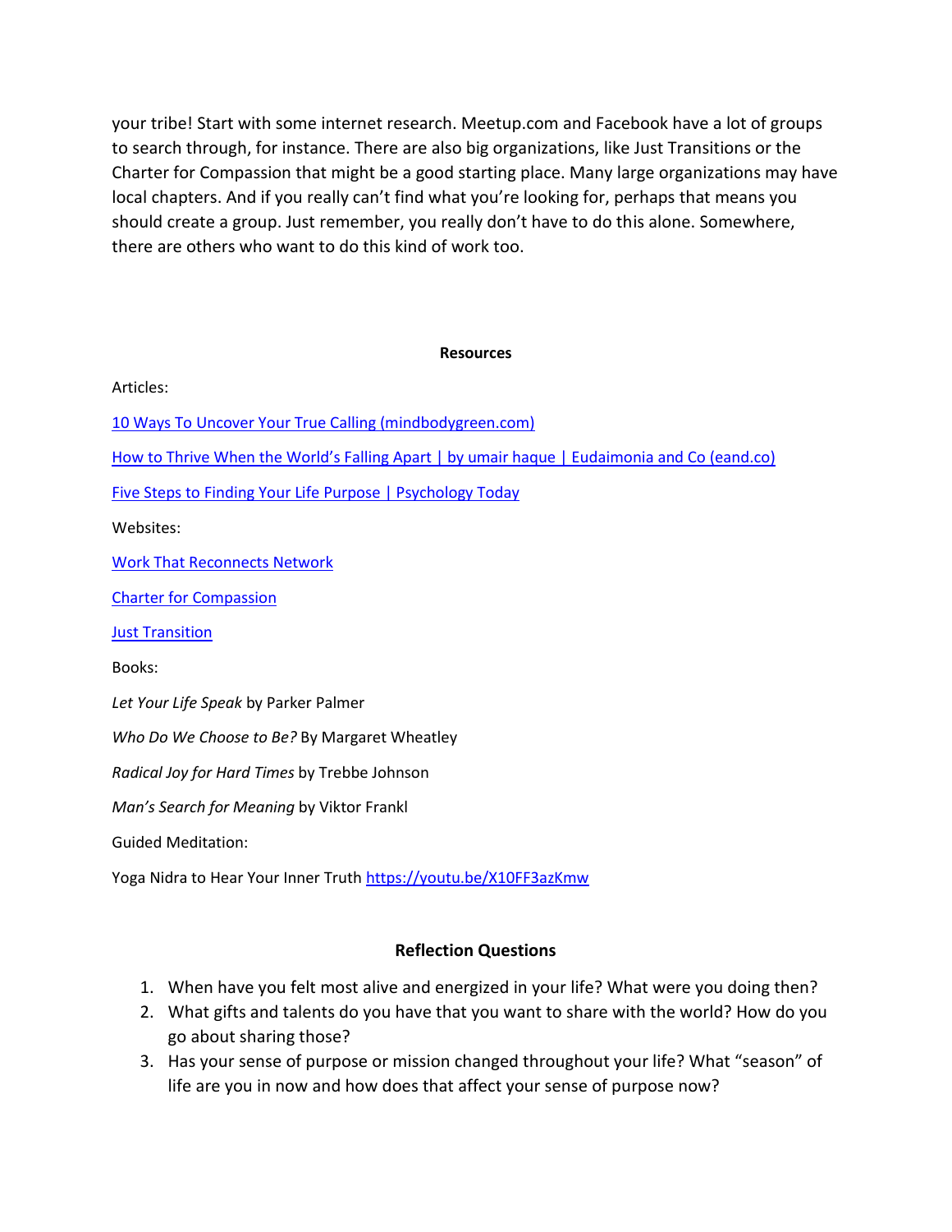your tribe! Start with some internet research. Meetup.com and Facebook have a lot of groups to search through, for instance. There are also big organizations, like Just Transitions or the Charter for Compassion that might be a good starting place. Many large organizations may have local chapters. And if you really can't find what you're looking for, perhaps that means you should create a group. Just remember, you really don't have to do this alone. Somewhere, there are others who want to do this kind of work too.

## Resources

Articles:

10 Ways To Uncover Your True Calling (mindbodygreen.com)

How to Thrive When the World's Falling Apart | by umair haque | Eudaimonia and Co (eand.co)

Five Steps to Finding Your Life Purpose | Psychology Today

Websites:

Work That Reconnects Network

Charter for Compassion

Just Transition

Books:

*Let Your Life Speak* by Parker Palmer

*Who Do We Choose to Be?* By Margaret Wheatley

*Radical Joy for Hard Times* by Trebbe Johnson

*Man's Search for Meaning* by Viktor Frankl

Guided Meditation:

Yoga Nidra to Hear Your Inner Truth https://youtu.be/X10FF3azKmw

## Reflection Questions

1. When have you felt most alive and energized in your life? What were you doing then?
2. What gifts and talents do you have that you want to share with the world? How do you go about sharing those?
3. Has your sense of purpose or mission changed throughout your life? What "season" of life are you in now and how does that affect your sense of purpose now?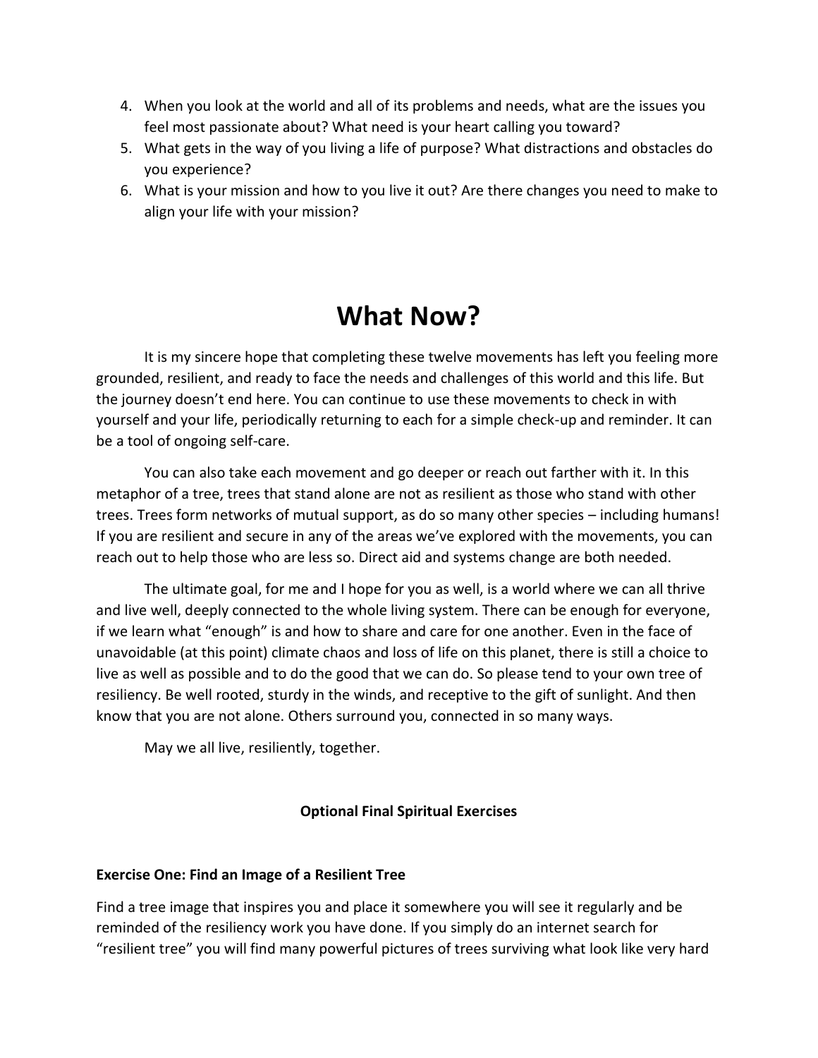4. When you look at the world and all of its problems and needs, what are the issues you feel most passionate about? What need is your heart calling you toward?
5. What gets in the way of you living a life of purpose? What distractions and obstacles do you experience?
6. What is your mission and how to you live it out? Are there changes you need to make to align your life with your mission?

# What Now?

It is my sincere hope that completing these twelve movements has left you feeling more grounded, resilient, and ready to face the needs and challenges of this world and this life. But the journey doesn't end here. You can continue to use these movements to check in with yourself and your life, periodically returning to each for a simple check-up and reminder. It can be a tool of ongoing self-care.

You can also take each movement and go deeper or reach out farther with it. In this metaphor of a tree, trees that stand alone are not as resilient as those who stand with other trees. Trees form networks of mutual support, as do so many other species – including humans! If you are resilient and secure in any of the areas we've explored with the movements, you can reach out to help those who are less so. Direct aid and systems change are both needed.

The ultimate goal, for me and I hope for you as well, is a world where we can all thrive and live well, deeply connected to the whole living system. There can be enough for everyone, if we learn what "enough" is and how to share and care for one another. Even in the face of unavoidable (at this point) climate chaos and loss of life on this planet, there is still a choice to live as well as possible and to do the good that we can do. So please tend to your own tree of resiliency. Be well rooted, sturdy in the winds, and receptive to the gift of sunlight. And then know that you are not alone. Others surround you, connected in so many ways.

May we all live, resiliently, together.

**Optional Final Spiritual Exercises**

**Exercise One: Find an Image of a Resilient Tree**

Find a tree image that inspires you and place it somewhere you will see it regularly and be reminded of the resiliency work you have done. If you simply do an internet search for "resilient tree" you will find many powerful pictures of trees surviving what look like very hard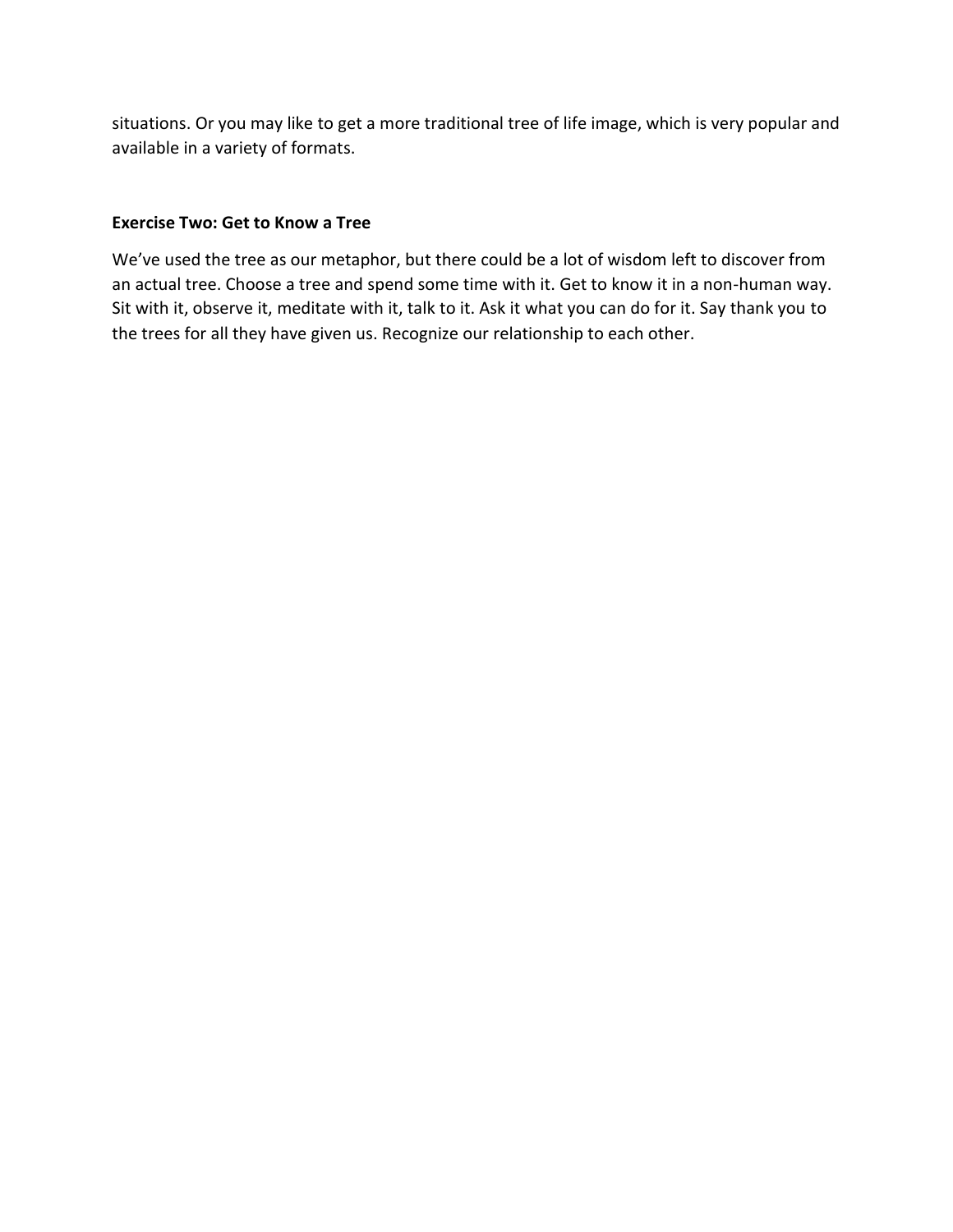situations. Or you may like to get a more traditional tree of life image, which is very popular and available in a variety of formats.

**Exercise Two: Get to Know a Tree**

We've used the tree as our metaphor, but there could be a lot of wisdom left to discover from an actual tree. Choose a tree and spend some time with it. Get to know it in a non-human way. Sit with it, observe it, meditate with it, talk to it. Ask it what you can do for it. Say thank you to the trees for all they have given us. Recognize our relationship to each other.